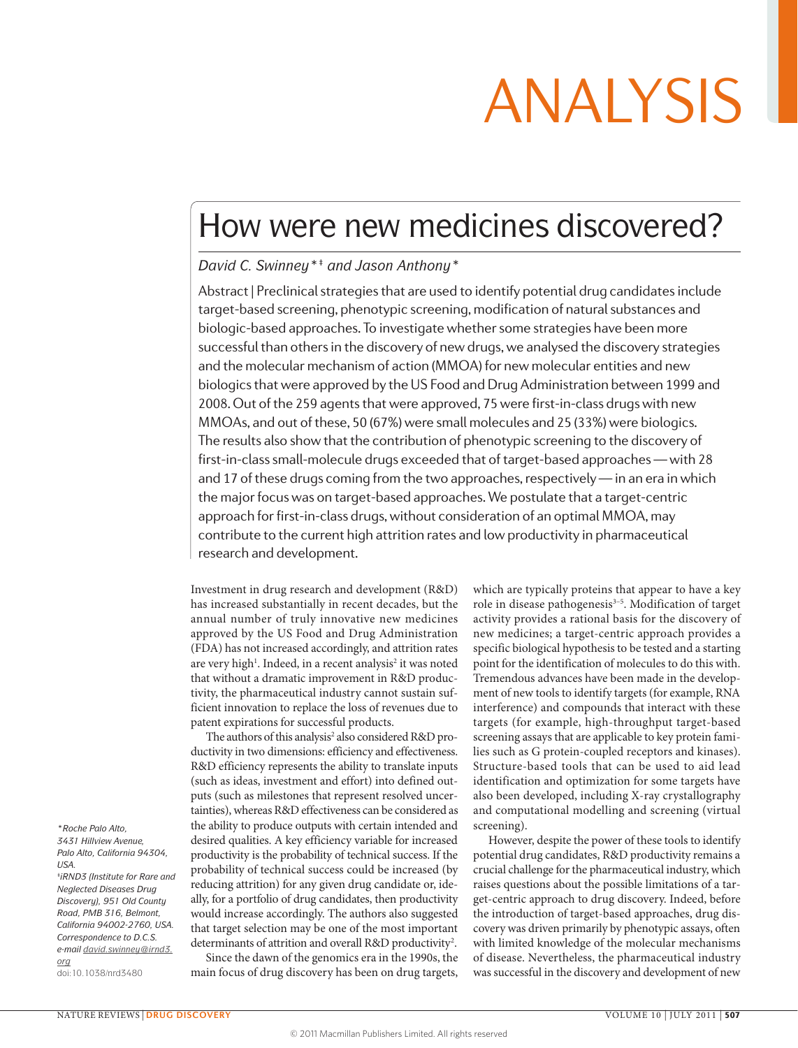# ANALYSIS

## How were new medicines discovered?

*David C. Swinney*[*‡] *and Jason Anthony*[*]

Abstract | Preclinical strategies that are used to identify potential drug candidates include target-based screening, phenotypic screening, modification of natural substances and biologic-based approaches. To investigate whether some strategies have been more successful than others in the discovery of new drugs, we analysed the discovery strategies and the molecular mechanism of action (MMOA) for new molecular entities and new biologics that were approved by the US Food and Drug Administration between 1999 and 2008. Out of the 259 agents that were approved, 75 were first-in-class drugs with new MMOAs, and out of these, 50 (67%) were small molecules and 25 (33%) were biologics. The results also show that the contribution of phenotypic screening to the discovery of first-in-class small-molecule drugs exceeded that of target-based approaches — with 28 and 17 of these drugs coming from the two approaches, respectively — in an era in which the major focus was on target-based approaches. We postulate that a target-centric approach for first-in-class drugs, without consideration of an optimal MMOA, may contribute to the current high attrition rates and low productivity in pharmaceutical research and development.

Investment in drug research and development (R&D) has increased substantially in recent decades, but the annual number of truly innovative new medicines approved by the US Food and Drug Administration (FDA) has not increased accordingly, and attrition rates are very high[1]. Indeed, in a recent analysis[2] it was noted that without a dramatic improvement in R&D productivity, the pharmaceutical industry cannot sustain sufficient innovation to replace the loss of revenues due to patent expirations for successful products.

The authors of this analysis[2] also considered R&D productivity in two dimensions: efficiency and effectiveness. R&D efficiency represents the ability to translate inputs (such as ideas, investment and effort) into defined outputs (such as milestones that represent resolved uncertainties), whereas R&D effectiveness can be considered as the ability to produce outputs with certain intended and desired qualities. A key efficiency variable for increased productivity is the probability of technical success. If the probability of technical success could be increased (by reducing attrition) for any given drug candidate or, ideally, for a portfolio of drug candidates, then productivity would increase accordingly. The authors also suggested that target selection may be one of the most important determinants of attrition and overall R&D productivity[2].

Since the dawn of the genomics era in the 1990s, the main focus of drug discovery has been on drug targets, which are typically proteins that appear to have a key role in disease pathogenesis[3–5]. Modification of target activity provides a rational basis for the discovery of new medicines; a target-centric approach provides a specific biological hypothesis to be tested and a starting point for the identification of molecules to do this with. Tremendous advances have been made in the development of new tools to identify targets (for example, RNA interference) and compounds that interact with these targets (for example, high-throughput target-based screening assays that are applicable to key protein families such as G protein-coupled receptors and kinases). Structure-based tools that can be used to aid lead identification and optimization for some targets have also been developed, including X-ray crystallography and computational modelling and screening (virtual screening).

However, despite the power of these tools to identify potential drug candidates, R&D productivity remains a crucial challenge for the pharmaceutical industry, which raises questions about the possible limitations of a target-centric approach to drug discovery. Indeed, before the introduction of target-based approaches, drug discovery was driven primarily by phenotypic assays, often with limited knowledge of the molecular mechanisms of disease. Nevertheless, the pharmaceutical industry was successful in the discovery and development of new

*Roche Palo Alto, 3431 Hillview Avenue, Palo Alto, California 94304, USA.
‡iRND3 (Institute for Rare and Neglected Diseases Drug Discovery), 951 Old County Road, PMB 316, Belmont, California 94002-2760, USA.
Correspondence to D.C.S.
e-mail david.swinney@irnd3.org
doi:10.1038/nrd3480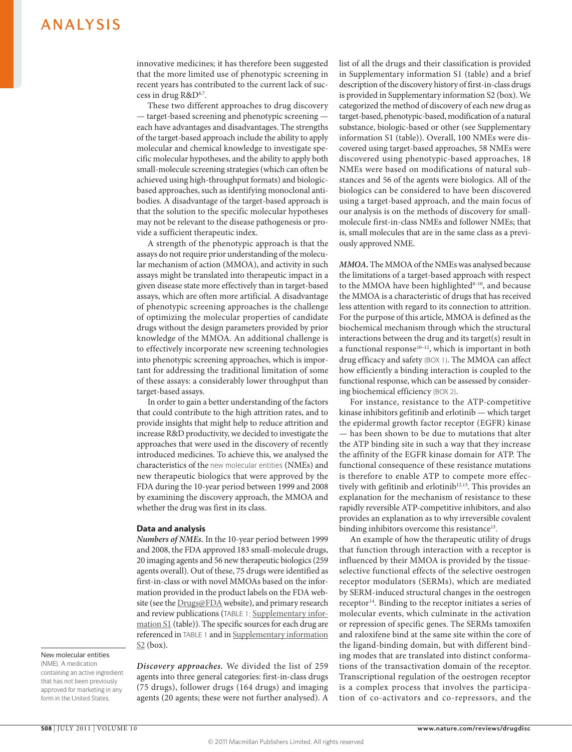innovative medicines; it has therefore been suggested that the more limited use of phenotypic screening in recent years has contributed to the current lack of success in drug R&D[6,7].

These two different approaches to drug discovery — target-based screening and phenotypic screening — each have advantages and disadvantages. The strengths of the target-based approach include the ability to apply molecular and chemical knowledge to investigate specific molecular hypotheses, and the ability to apply both small-molecule screening strategies (which can often be achieved using high-throughput formats) and biologic-based approaches, such as identifying monoclonal antibodies. A disadvantage of the target-based approach is that the solution to the specific molecular hypotheses may not be relevant to the disease pathogenesis or provide a sufficient therapeutic index.

A strength of the phenotypic approach is that the assays do not require prior understanding of the molecular mechanism of action (MMOA), and activity in such assays might be translated into therapeutic impact in a given disease state more effectively than in target-based assays, which are often more artificial. A disadvantage of phenotypic screening approaches is the challenge of optimizing the molecular properties of candidate drugs without the design parameters provided by prior knowledge of the MMOA. An additional challenge is to effectively incorporate new screening technologies into phenotypic screening approaches, which is important for addressing the traditional limitation of some of these assays: a considerably lower throughput than target-based assays.

In order to gain a better understanding of the factors that could contribute to the high attrition rates, and to provide insights that might help to reduce attrition and increase R&D productivity, we decided to investigate the approaches that were used in the discovery of recently introduced medicines. To achieve this, we analysed the characteristics of the new molecular entities (NMEs) and new therapeutic biologics that were approved by the FDA during the 10-year period between 1999 and 2008 by examining the discovery approach, the MMOA and whether the drug was first in its class.

**New molecular entities** (NME). A medication containing an active ingredient that has not been previously approved for marketing in any form in the United States.

## Data and analysis

***Numbers of NMEs.*** In the 10-year period between 1999 and 2008, the FDA approved 183 small-molecule drugs, 20 imaging agents and 56 new therapeutic biologics (259 agents overall). Out of these, 75 drugs were identified as first-in-class or with novel MMOAs based on the information provided in the product labels on the FDA website (see the Drugs@FDA website), and primary research and review publications (TABLE 1; Supplementary information S1 (table)). The specific sources for each drug are referenced in TABLE 1 and in Supplementary information S2 (box).

***Discovery approaches.*** We divided the list of 259 agents into three general categories: first-in-class drugs (75 drugs), follower drugs (164 drugs) and imaging agents (20 agents; these were not further analysed). A list of all the drugs and their classification is provided in Supplementary information S1 (table) and a brief description of the discovery history of first-in-class drugs is provided in Supplementary information S2 (box). We categorized the method of discovery of each new drug as target-based, phenotypic-based, modification of a natural substance, biologic-based or other (see Supplementary information S1 (table)). Overall, 100 NMEs were discovered using target-based approaches, 58 NMEs were discovered using phenotypic-based approaches, 18 NMEs were based on modifications of natural substances and 56 of the agents were biologics. All of the biologics can be considered to have been discovered using a target-based approach, and the main focus of our analysis is on the methods of discovery for small-molecule first-in-class NMEs and follower NMEs; that is, small molecules that are in the same class as a previously approved NME.

***MMOA.*** The MMOA of the NMEs was analysed because the limitations of a target-based approach with respect to the MMOA have been highlighted[8–10], and because the MMOA is a characteristic of drugs that has received less attention with regard to its connection to attrition. For the purpose of this article, MMOA is defined as the biochemical mechanism through which the structural interactions between the drug and its target(s) result in a functional response[10–12], which is important in both drug efficacy and safety (BOX 1). The MMOA can affect how efficiently a binding interaction is coupled to the functional response, which can be assessed by considering biochemical efficiency (BOX 2).

For instance, resistance to the ATP-competitive kinase inhibitors gefitinib and erlotinib — which target the epidermal growth factor receptor (EGFR) kinase — has been shown to be due to mutations that alter the ATP binding site in such a way that they increase the affinity of the EGFR kinase domain for ATP. The functional consequence of these resistance mutations is therefore to enable ATP to compete more effectively with gefitinib and erlotinib[12,13]. This provides an explanation for the mechanism of resistance to these rapidly reversible ATP-competitive inhibitors, and also provides an explanation as to why irreversible covalent binding inhibitors overcome this resistance[13].

An example of how the therapeutic utility of drugs that function through interaction with a receptor is influenced by their MMOA is provided by the tissue-selective functional effects of the selective oestrogen receptor modulators (SERMs), which are mediated by SERM-induced structural changes in the oestrogen receptor[14]. Binding to the receptor initiates a series of molecular events, which culminate in the activation or repression of specific genes. The SERMs tamoxifen and raloxifene bind at the same site within the core of the ligand-binding domain, but with different binding modes that are translated into distinct conformations of the transactivation domain of the receptor. Transcriptional regulation of the oestrogen receptor is a complex process that involves the participation of co-activators and co-repressors, and the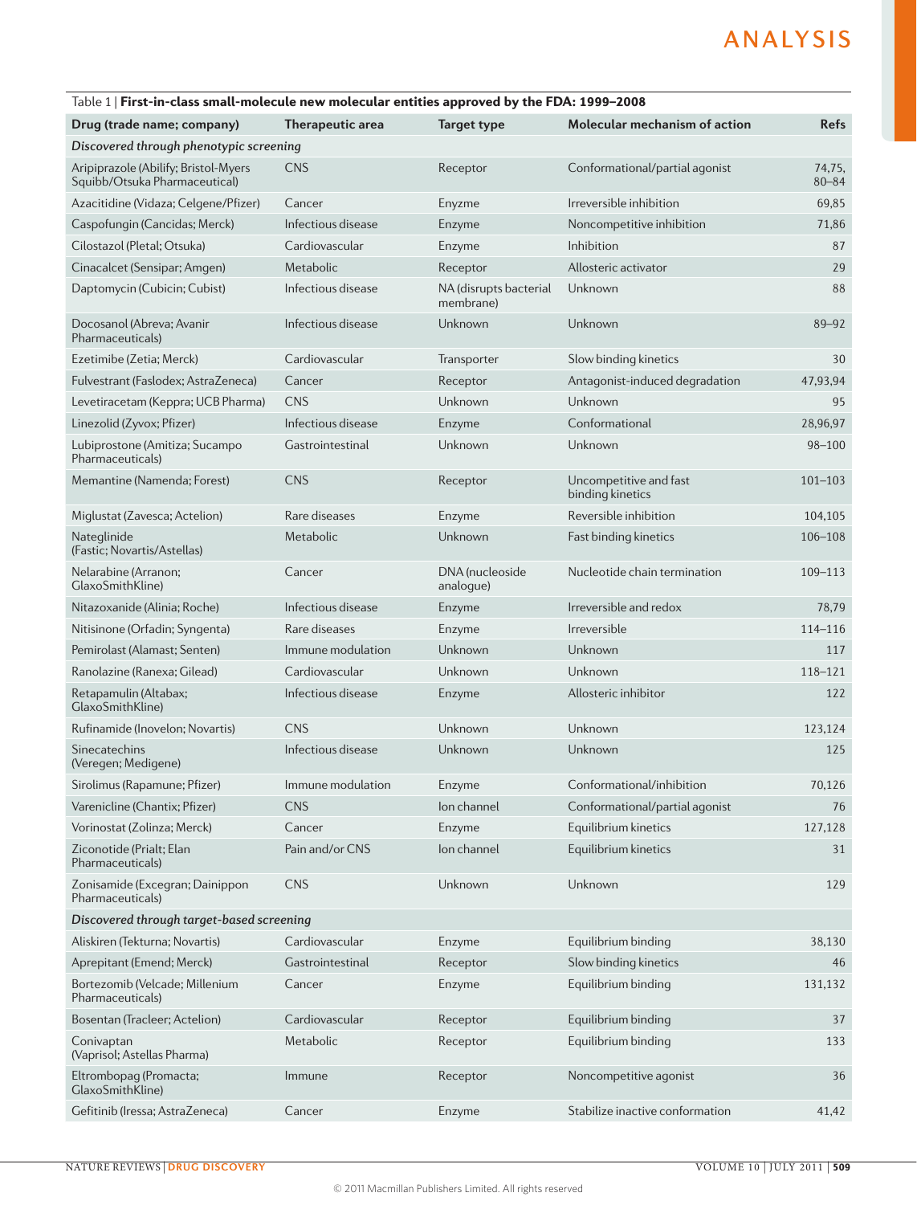Table 1 | **First-in-class small-molecule new molecular entities approved by the FDA: 1999–2008**

| Drug (trade name; company) | Therapeutic area | Target type | Molecular mechanism of action | Refs |
|---|---|---|---|---|
| *Discovered through phenotypic screening* | | | | |
| Aripiprazole (Abilify; Bristol-Myers Squibb/Otsuka Pharmaceutical) | CNS | Receptor | Conformational/partial agonist | 74,75, 80–84 |
| Azacitidine (Vidaza; Celgene/Pfizer) | Cancer | Enzyme | Irreversible inhibition | 69,85 |
| Caspofungin (Cancidas; Merck) | Infectious disease | Enzyme | Noncompetitive inhibition | 71,86 |
| Cilostazol (Pletal; Otsuka) | Cardiovascular | Enzyme | Inhibition | 87 |
| Cinacalcet (Sensipar; Amgen) | Metabolic | Receptor | Allosteric activator | 29 |
| Daptomycin (Cubicin; Cubist) | Infectious disease | NA (disrupts bacterial membrane) | Unknown | 88 |
| Docosanol (Abreva; Avanir Pharmaceuticals) | Infectious disease | Unknown | Unknown | 89–92 |
| Ezetimibe (Zetia; Merck) | Cardiovascular | Transporter | Slow binding kinetics | 30 |
| Fulvestrant (Faslodex; AstraZeneca) | Cancer | Receptor | Antagonist-induced degradation | 47,93,94 |
| Levetiracetam (Keppra; UCB Pharma) | CNS | Unknown | Unknown | 95 |
| Linezolid (Zyvox; Pfizer) | Infectious disease | Enzyme | Conformational | 28,96,97 |
| Lubiprostone (Amitiza; Sucampo Pharmaceuticals) | Gastrointestinal | Unknown | Unknown | 98–100 |
| Memantine (Namenda; Forest) | CNS | Receptor | Uncompetitive and fast binding kinetics | 101–103 |
| Miglustat (Zavesca; Actelion) | Rare diseases | Enzyme | Reversible inhibition | 104,105 |
| Nateglinide (Fastic; Novartis/Astellas) | Metabolic | Unknown | Fast binding kinetics | 106–108 |
| Nelarabine (Arranon; GlaxoSmithKline) | Cancer | DNA (nucleoside analogue) | Nucleotide chain termination | 109–113 |
| Nitazoxanide (Alinia; Roche) | Infectious disease | Enzyme | Irreversible and redox | 78,79 |
| Nitisinone (Orfadin; Syngenta) | Rare diseases | Enzyme | Irreversible | 114–116 |
| Pemirolast (Alamast; Senten) | Immune modulation | Unknown | Unknown | 117 |
| Ranolazine (Ranexa; Gilead) | Cardiovascular | Unknown | Unknown | 118–121 |
| Retapamulin (Altabax; GlaxoSmithKline) | Infectious disease | Enzyme | Allosteric inhibitor | 122 |
| Rufinamide (Inovelon; Novartis) | CNS | Unknown | Unknown | 123,124 |
| Sinecatechins (Veregen; Medigene) | Infectious disease | Unknown | Unknown | 125 |
| Sirolimus (Rapamune; Pfizer) | Immune modulation | Enzyme | Conformational/inhibition | 70,126 |
| Varenicline (Chantix; Pfizer) | CNS | Ion channel | Conformational/partial agonist | 76 |
| Vorinostat (Zolinza; Merck) | Cancer | Enzyme | Equilibrium kinetics | 127,128 |
| Ziconotide (Prialt; Elan Pharmaceuticals) | Pain and/or CNS | Ion channel | Equilibrium kinetics | 31 |
| Zonisamide (Excegran; Dainippon Pharmaceuticals) | CNS | Unknown | Unknown | 129 |
| *Discovered through target-based screening* | | | | |
| Aliskiren (Tekturna; Novartis) | Cardiovascular | Enzyme | Equilibrium binding | 38,130 |
| Aprepitant (Emend; Merck) | Gastrointestinal | Receptor | Slow binding kinetics | 46 |
| Bortezomib (Velcade; Millenium Pharmaceuticals) | Cancer | Enzyme | Equilibrium binding | 131,132 |
| Bosentan (Tracleer; Actelion) | Cardiovascular | Receptor | Equilibrium binding | 37 |
| Conivaptan (Vaprisol; Astellas Pharma) | Metabolic | Receptor | Equilibrium binding | 133 |
| Eltrombopag (Promacta; GlaxoSmithKline) | Immune | Receptor | Noncompetitive agonist | 36 |
| Gefitinib (Iressa; AstraZeneca) | Cancer | Enzyme | Stabilize inactive conformation | 41,42 |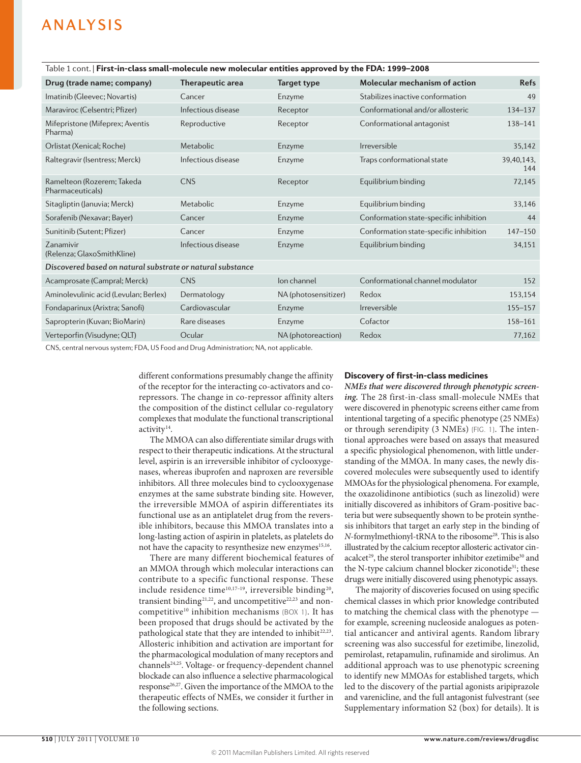Table 1 cont. | **First-in-class small-molecule new molecular entities approved by the FDA: 1999–2008**

| Drug (trade name; company) | Therapeutic area | Target type | Molecular mechanism of action | Refs |
|---|---|---|---|---|
| Imatinib (Gleevec; Novartis) | Cancer | Enzyme | Stabilizes inactive conformation | 49 |
| Maraviroc (Celsentri; Pfizer) | Infectious disease | Receptor | Conformational and/or allosteric | 134–137 |
| Mifepristone (Mifeprex; Aventis Pharma) | Reproductive | Receptor | Conformational antagonist | 138–141 |
| Orlistat (Xenical; Roche) | Metabolic | Enzyme | Irreversible | 35,142 |
| Raltegravir (Isentress; Merck) | Infectious disease | Enzyme | Traps conformational state | 39,40,143, 144 |
| Ramelteon (Rozerem; Takeda Pharmaceuticals) | CNS | Receptor | Equilibrium binding | 72,145 |
| Sitagliptin (Januvia; Merck) | Metabolic | Enzyme | Equilibrium binding | 33,146 |
| Sorafenib (Nexavar; Bayer) | Cancer | Enzyme | Conformation state-specific inhibition | 44 |
| Sunitinib (Sutent; Pfizer) | Cancer | Enzyme | Conformation state-specific inhibition | 147–150 |
| Zanamivir (Relenza; GlaxoSmithKline) | Infectious disease | Enzyme | Equilibrium binding | 34,151 |
| *Discovered based on natural substrate or natural substance* | | | | |
| Acamprosate (Campral; Merck) | CNS | Ion channel | Conformational channel modulator | 152 |
| Aminolevulinic acid (Levulan; Berlex) | Dermatology | NA (photosensitizer) | Redox | 153,154 |
| Fondaparinux (Arixtra; Sanofi) | Cardiovascular | Enzyme | Irreversible | 155–157 |
| Sapropterin (Kuvan; BioMarin) | Rare diseases | Enzyme | Cofactor | 158–161 |
| Verteporfin (Visudyne; QLT) | Ocular | NA (photoreaction) | Redox | 77,162 |

CNS, central nervous system; FDA, US Food and Drug Administration; NA, not applicable.

different conformations presumably change the affinity of the receptor for the interacting co-activators and co-repressors. The change in co-repressor affinity alters the composition of the distinct cellular co-regulatory complexes that modulate the functional transcriptional activity[14].

The MMOA can also differentiate similar drugs with respect to their therapeutic indications. At the structural level, aspirin is an irreversible inhibitor of cyclooxygenases, whereas ibuprofen and naproxen are reversible inhibitors. All three molecules bind to cyclooxygenase enzymes at the same substrate binding site. However, the irreversible MMOA of aspirin differentiates its functional use as an antiplatelet drug from the reversible inhibitors, because this MMOA translates into a long-lasting action of aspirin in platelets, as platelets do not have the capacity to resynthesize new enzymes[15,16].

There are many different biochemical features of an MMOA through which molecular interactions can contribute to a specific functional response. These include residence time[10,17–19], irreversible binding[20], transient binding[21,22], and uncompetitive[22,23] and non-competitive[10] inhibition mechanisms (BOX 1). It has been proposed that drugs should be activated by the pathological state that they are intended to inhibit[22,23]. Allosteric inhibition and activation are important for the pharmacological modulation of many receptors and channels[24,25]. Voltage- or frequency-dependent channel blockade can also influence a selective pharmacological response[26,27]. Given the importance of the MMOA to the therapeutic effects of NMEs, we consider it further in the following sections.

## Discovery of first-in-class medicines

***NMEs that were discovered through phenotypic screening.*** The 28 first-in-class small-molecule NMEs that were discovered in phenotypic screens either came from intentional targeting of a specific phenotype (25 NMEs) or through serendipity (3 NMEs) (FIG. 1). The intentional approaches were based on assays that measured a specific physiological phenomenon, with little understanding of the MMOA. In many cases, the newly discovered molecules were subsequently used to identify MMOAs for the physiological phenomena. For example, the oxazolidinone antibiotics (such as linezolid) were initially discovered as inhibitors of Gram-positive bacteria but were subsequently shown to be protein synthesis inhibitors that target an early step in the binding of *N*-formylmethionyl-tRNA to the ribosome[28]. This is also illustrated by the calcium receptor allosteric activator cinacalcet[29], the sterol transporter inhibitor ezetimibe[30] and the N-type calcium channel blocker ziconotide[31]; these drugs were initially discovered using phenotypic assays.

The majority of discoveries focused on using specific chemical classes in which prior knowledge contributed to matching the chemical class with the phenotype — for example, screening nucleoside analogues as potential anticancer and antiviral agents. Random library screening was also successful for ezetimibe, linezolid, pemirolast, retapamulin, rufinamide and sirolimus. An additional approach was to use phenotypic screening to identify new MMOAs for established targets, which led to the discovery of the partial agonists aripiprazole and varenicline, and the full antagonist fulvestrant (see Supplementary information S2 (box) for details). It is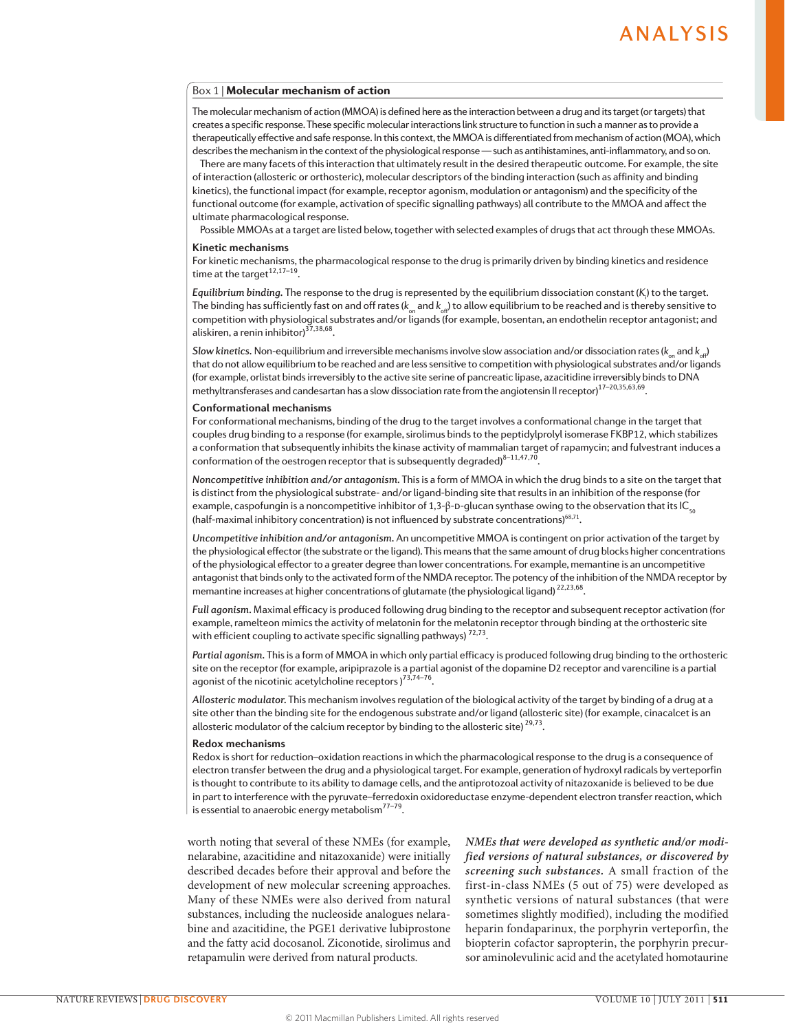### Box 1 | Molecular mechanism of action

The molecular mechanism of action (MMOA) is defined here as the interaction between a drug and its target (or targets) that creates a specific response. These specific molecular interactions link structure to function in such a manner as to provide a therapeutically effective and safe response. In this context, the MMOA is differentiated from mechanism of action (MOA), which describes the mechanism in the context of the physiological response — such as antihistamines, anti-inflammatory, and so on.

There are many facets of this interaction that ultimately result in the desired therapeutic outcome. For example, the site of interaction (allosteric or orthosteric), molecular descriptors of the binding interaction (such as affinity and binding kinetics), the functional impact (for example, receptor agonism, modulation or antagonism) and the specificity of the functional outcome (for example, activation of specific signalling pathways) all contribute to the MMOA and affect the ultimate pharmacological response.

Possible MMOAs at a target are listed below, together with selected examples of drugs that act through these MMOAs.

**Kinetic mechanisms**

For kinetic mechanisms, the pharmacological response to the drug is primarily driven by binding kinetics and residence time at the target[12,17–19].

***Equilibrium binding.*** The response to the drug is represented by the equilibrium dissociation constant ($K_i$) to the target. The binding has sufficiently fast on and off rates ($k_{on}$ and $k_{off}$) to allow equilibrium to be reached and is thereby sensitive to competition with physiological substrates and/or ligands (for example, bosentan, an endothelin receptor antagonist; and aliskiren, a renin inhibitor)[37,38,68].

***Slow kinetics.*** Non-equilibrium and irreversible mechanisms involve slow association and/or dissociation rates ($k_{on}$ and $k_{off}$) that do not allow equilibrium to be reached and are less sensitive to competition with physiological substrates and/or ligands (for example, orlistat binds irreversibly to the active site serine of pancreatic lipase, azacitidine irreversibly binds to DNA methyltransferases and candesartan has a slow dissociation rate from the angiotensin II receptor)[17–20,35,63,69].

**Conformational mechanisms**

For conformational mechanisms, binding of the drug to the target involves a conformational change in the target that couples drug binding to a response (for example, sirolimus binds to the peptidylprolyl isomerase FKBP12, which stabilizes a conformation that subsequently inhibits the kinase activity of mammalian target of rapamycin; and fulvestrant induces a conformation of the oestrogen receptor that is subsequently degraded)[8–11,47,70].

***Noncompetitive inhibition and/or antagonism.*** This is a form of MMOA in which the drug binds to a site on the target that is distinct from the physiological substrate- and/or ligand-binding site that results in an inhibition of the response (for example, caspofungin is a noncompetitive inhibitor of 1,3-β-D-glucan synthase owing to the observation that its $IC_{50}$ (half-maximal inhibitory concentration) is not influenced by substrate concentrations)[68,71].

***Uncompetitive inhibition and/or antagonism.*** An uncompetitive MMOA is contingent on prior activation of the target by the physiological effector (the substrate or the ligand). This means that the same amount of drug blocks higher concentrations of the physiological effector to a greater degree than lower concentrations. For example, memantine is an uncompetitive antagonist that binds only to the activated form of the NMDA receptor. The potency of the inhibition of the NMDA receptor by memantine increases at higher concentrations of glutamate (the physiological ligand)[22,23,68].

***Full agonism.*** Maximal efficacy is produced following drug binding to the receptor and subsequent receptor activation (for example, ramelteon mimics the activity of melatonin for the melatonin receptor through binding at the orthosteric site with efficient coupling to activate specific signalling pathways)[72,73].

***Partial agonism.*** This is a form of MMOA in which only partial efficacy is produced following drug binding to the orthosteric site on the receptor (for example, aripiprazole is a partial agonist of the dopamine D2 receptor and varenciline is a partial agonist of the nicotinic acetylcholine receptors)[73,74–76].

***Allosteric modulator.*** This mechanism involves regulation of the biological activity of the target by binding of a drug at a site other than the binding site for the endogenous substrate and/or ligand (allosteric site) (for example, cinacalcet is an allosteric modulator of the calcium receptor by binding to the allosteric site)[29,73].

**Redox mechanisms**

Redox is short for reduction–oxidation reactions in which the pharmacological response to the drug is a consequence of electron transfer between the drug and a physiological target. For example, generation of hydroxyl radicals by verteporfin is thought to contribute to its ability to damage cells, and the antiprotozoal activity of nitazoxanide is believed to be due in part to interference with the pyruvate–ferredoxin oxidoreductase enzyme-dependent electron transfer reaction, which is essential to anaerobic energy metabolism[77–79].

worth noting that several of these NMEs (for example, nelarabine, azacitidine and nitazoxanide) were initially described decades before their approval and before the development of new molecular screening approaches. Many of these NMEs were also derived from natural substances, including the nucleoside analogues nelarabine and azacitidine, the PGE1 derivative lubiprostone and the fatty acid docosanol. Ziconotide, sirolimus and retapamulin were derived from natural products.

***NMEs that were developed as synthetic and/or modified versions of natural substances, or discovered by screening such substances.*** A small fraction of the first-in-class NMEs (5 out of 75) were developed as synthetic versions of natural substances (that were sometimes slightly modified), including the modified heparin fondaparinux, the porphyrin verteporfin, the biopterin cofactor sapropterin, the porphyrin precursor aminolevulinic acid and the acetylated homotaurine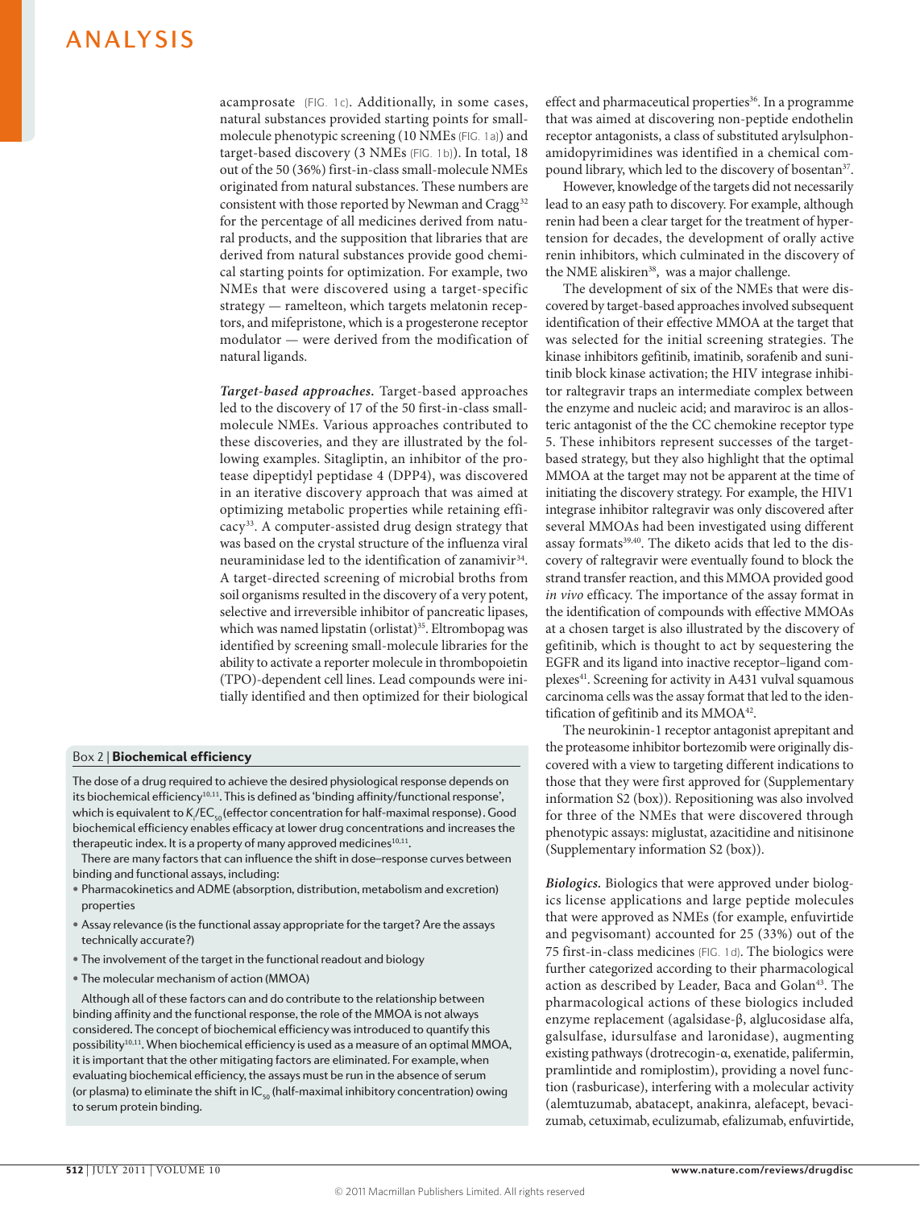acamprosate (FIG. 1c). Additionally, in some cases, natural substances provided starting points for small-molecule phenotypic screening (10 NMEs (FIG. 1a)) and target-based discovery (3 NMEs (FIG. 1b)). In total, 18 out of the 50 (36%) first-in-class small-molecule NMEs originated from natural substances. These numbers are consistent with those reported by Newman and Cragg[32] for the percentage of all medicines derived from natural products, and the supposition that libraries that are derived from natural substances provide good chemical starting points for optimization. For example, two NMEs that were discovered using a target-specific strategy — ramelteon, which targets melatonin receptors, and mifepristone, which is a progesterone receptor modulator — were derived from the modification of natural ligands.

***Target-based approaches.*** Target-based approaches led to the discovery of 17 of the 50 first-in-class small-molecule NMEs. Various approaches contributed to these discoveries, and they are illustrated by the following examples. Sitagliptin, an inhibitor of the protease dipeptidyl peptidase 4 (DPP4), was discovered in an iterative discovery approach that was aimed at optimizing metabolic properties while retaining efficacy[33]. A computer-assisted drug design strategy that was based on the crystal structure of the influenza viral neuraminidase led to the identification of zanamivir[34]. A target-directed screening of microbial broths from soil organisms resulted in the discovery of a very potent, selective and irreversible inhibitor of pancreatic lipases, which was named lipstatin (orlistat)[35]. Eltrombopag was identified by screening small-molecule libraries for the ability to activate a reporter molecule in thrombopoietin (TPO)-dependent cell lines. Lead compounds were initially identified and then optimized for their biological effect and pharmaceutical properties[36]. In a programme that was aimed at discovering non-peptide endothelin receptor antagonists, a class of substituted arylsulphonamidopyrimidines was identified in a chemical compound library, which led to the discovery of bosentan[37].

However, knowledge of the targets did not necessarily lead to an easy path to discovery. For example, although renin had been a clear target for the treatment of hypertension for decades, the development of orally active renin inhibitors, which culminated in the discovery of the NME aliskiren[38], was a major challenge.

The development of six of the NMEs that were discovered by target-based approaches involved subsequent identification of their effective MMOA at the target that was selected for the initial screening strategies. The kinase inhibitors gefitinib, imatinib, sorafenib and sunitinib block kinase activation; the HIV integrase inhibitor raltegravir traps an intermediate complex between the enzyme and nucleic acid; and maraviroc is an allosteric antagonist of the the CC chemokine receptor type 5. These inhibitors represent successes of the target-based strategy, but they also highlight that the optimal MMOA at the target may not be apparent at the time of initiating the discovery strategy. For example, the HIV1 integrase inhibitor raltegravir was only discovered after several MMOAs had been investigated using different assay formats[39,40]. The diketo acids that led to the discovery of raltegravir were eventually found to block the strand transfer reaction, and this MMOA provided good *in vivo* efficacy. The importance of the assay format in the identification of compounds with effective MMOAs at a chosen target is also illustrated by the discovery of gefitinib, which is thought to act by sequestering the EGFR and its ligand into inactive receptor–ligand complexes[41]. Screening for activity in A431 vulval squamous carcinoma cells was the assay format that led to the identification of gefitinib and its MMOA[42].

The neurokinin-1 receptor antagonist aprepitant and the proteasome inhibitor bortezomib were originally discovered with a view to targeting different indications to those that they were first approved for (Supplementary information S2 (box)). Repositioning was also involved for three of the NMEs that were discovered through phenotypic assays: miglustat, azacitidine and nitisinone (Supplementary information S2 (box)).

***Biologics.*** Biologics that were approved under biologics license applications and large peptide molecules that were approved as NMEs (for example, enfuvirtide and pegvisomant) accounted for 25 (33%) out of the 75 first-in-class medicines (FIG. 1d). The biologics were further categorized according to their pharmacological action as described by Leader, Baca and Golan[43]. The pharmacological actions of these biologics included enzyme replacement (agalsidase-β, alglucosidase alfa, galsulfase, idursulfase and laronidase), augmenting existing pathways (drotrecogin-α, exenatide, palifermin, pramlintide and romiplostim), providing a novel function (rasburicase), interfering with a molecular activity (alemtuzumab, abatacept, anakinra, alefacept, bevacizumab, cetuximab, eculizumab, efalizumab, enfuvirtide,

---

**Box 2 | Biochemical efficiency**

The dose of a drug required to achieve the desired physiological response depends on its biochemical efficiency[10,11]. This is defined as 'binding affinity/functional response', which is equivalent to $K_i$/$EC_{50}$ (effector concentration for half-maximal response). Good biochemical efficiency enables efficacy at lower drug concentrations and increases the therapeutic index. It is a property of many approved medicines[10,11].

There are many factors that can influence the shift in dose–response curves between binding and functional assays, including:

- Pharmacokinetics and ADME (absorption, distribution, metabolism and excretion) properties
- Assay relevance (is the functional assay appropriate for the target? Are the assays technically accurate?)
- The involvement of the target in the functional readout and biology
- The molecular mechanism of action (MMOA)

Although all of these factors can and do contribute to the relationship between binding affinity and the functional response, the role of the MMOA is not always considered. The concept of biochemical efficiency was introduced to quantify this possibility[10,11]. When biochemical efficiency is used as a measure of an optimal MMOA, it is important that the other mitigating factors are eliminated. For example, when evaluating biochemical efficiency, the assays must be run in the absence of serum (or plasma) to eliminate the shift in $IC_{50}$ (half-maximal inhibitory concentration) owing to serum protein binding.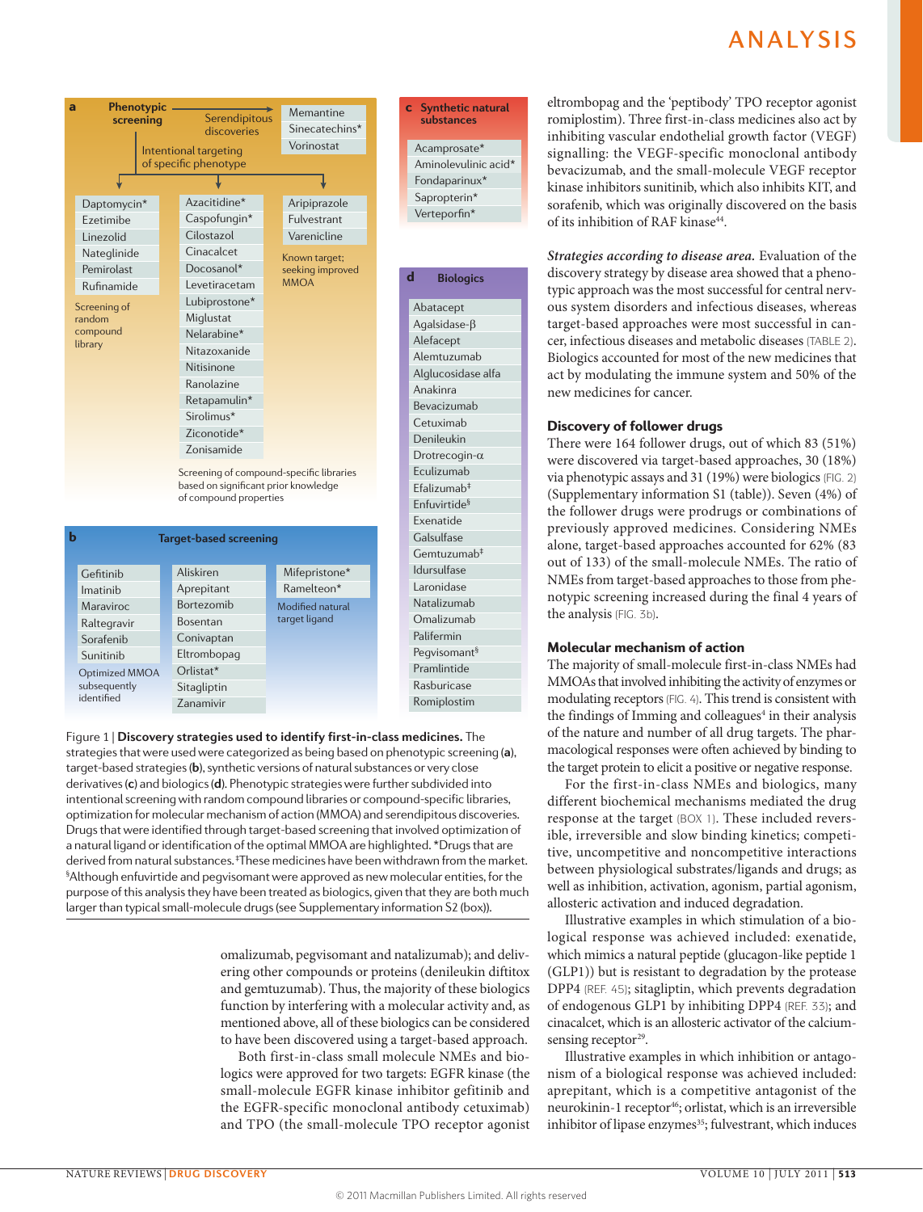**a** Phenotypic screening

Serendipitous discoveries: Memantine, Sinecatechins*, Vorinostat

Intentional targeting of specific phenotype

Screening of random compound library: Daptomycin*, Ezetimibe, Linezolid, Nateglinide, Pemirolast, Rufinamide

Screening of compound-specific libraries based on significant prior knowledge of compound properties: Azacitidine*, Caspofungin*, Cilostazol, Cinacalcet, Docosanol*, Levetiracetam, Lubiprostone*, Miglustat, Nelarabine*, Nitazoxanide, Nitisinone, Ranolazine, Retapamulin*, Sirolimus*, Ziconotide*, Zonisamide

Known target; seeking improved MMOA: Aripiprazole, Fulvestrant, Varenicline

**b** Target-based screening

Optimized MMOA subsequently identified: Gefitinib, Imatinib, Maraviroc, Raltegravir, Sorafenib, Sunitinib

Aliskiren, Aprepitant, Bortezomib, Bosentan, Conivaptan, Eltrombopag, Orlistat*, Sitagliptin, Zanamivir

Modified natural target ligand: Mifepristone*, Ramelteon*

**c** Synthetic natural substances

Acamprosate*, Aminolevulinic acid*, Fondaparinux*, Sapropterin*, Verteporfin*

**d** Biologics

Abatacept, Agalsidase-β, Alefacept, Alemtuzumab, Alglucosidase alfa, Anakinra, Bevacizumab, Cetuximab, Denileukin, Drotrecogin-α, Eculizumab, Efalizumab‡, Enfuvirtide§, Exenatide, Galsulfase, Gemtuzumab‡, Idursulfase, Laronidase, Natalizumab, Omalizumab, Palifermin, Pegvisomant§, Pramlintide, Rasburicase, Romiplostim

Figure 1 | **Discovery strategies used to identify first-in-class medicines.** The strategies that were used were categorized as being based on phenotypic screening (**a**), target-based strategies (**b**), synthetic versions of natural substances or very close derivatives (**c**) and biologics (**d**). Phenotypic strategies were further subdivided into intentional screening with random compound libraries or compound-specific libraries, optimization for molecular mechanism of action (MMOA) and serendipitous discoveries. Drugs that were identified through target-based screening that involved optimization of a natural ligand or identification of the optimal MMOA are highlighted. *Drugs that are derived from natural substances. ‡These medicines have been withdrawn from the market. §Although enfuvirtide and pegvisomant were approved as new molecular entities, for the purpose of this analysis they have been treated as biologics, given that they are both much larger than typical small-molecule drugs (see Supplementary information S2 (box)).

omalizumab, pegvisomant and natalizumab); and delivering other compounds or proteins (denileukin diftitox and gemtuzumab). Thus, the majority of these biologics function by interfering with a molecular activity and, as mentioned above, all of these biologics can be considered to have been discovered using a target-based approach.

Both first-in-class small molecule NMEs and biologics were approved for two targets: EGFR kinase (the small-molecule EGFR kinase inhibitor gefitinib and the EGFR-specific monoclonal antibody cetuximab) and TPO (the small-molecule TPO receptor agonist eltrombopag and the 'peptibody' TPO receptor agonist romiplostim). Three first-in-class medicines also act by inhibiting vascular endothelial growth factor (VEGF) signalling: the VEGF-specific monoclonal antibody bevacizumab, and the small-molecule VEGF receptor kinase inhibitors sunitinib, which also inhibits KIT, and sorafenib, which was originally discovered on the basis of its inhibition of RAF kinase[44].

*Strategies according to disease area.* Evaluation of the discovery strategy by disease area showed that a phenotypic approach was the most successful for central nervous system disorders and infectious diseases, whereas target-based approaches were most successful in cancer, infectious diseases and metabolic diseases (TABLE 2). Biologics accounted for most of the new medicines that act by modulating the immune system and 50% of the new medicines for cancer.

## Discovery of follower drugs

There were 164 follower drugs, out of which 83 (51%) were discovered via target-based approaches, 30 (18%) via phenotypic assays and 31 (19%) were biologics (FIG. 2) (Supplementary information S1 (table)). Seven (4%) of the follower drugs were prodrugs or combinations of previously approved medicines. Considering NMEs alone, target-based approaches accounted for 62% (83 out of 133) of the small-molecule NMEs. The ratio of NMEs from target-based approaches to those from phenotypic screening increased during the final 4 years of the analysis (FIG. 3b).

## Molecular mechanism of action

The majority of small-molecule first-in-class NMEs had MMOAs that involved inhibiting the activity of enzymes or modulating receptors (FIG. 4). This trend is consistent with the findings of Imming and colleagues[4] in their analysis of the nature and number of all drug targets. The pharmacological responses were often achieved by binding to the target protein to elicit a positive or negative response.

For the first-in-class NMEs and biologics, many different biochemical mechanisms mediated the drug response at the target (BOX 1). These included reversible, irreversible and slow binding kinetics; competitive, uncompetitive and noncompetitive interactions between physiological substrates/ligands and drugs; as well as inhibition, activation, agonism, partial agonism, allosteric activation and induced degradation.

Illustrative examples in which stimulation of a biological response was achieved included: exenatide, which mimics a natural peptide (glucagon-like peptide 1 (GLP1)) but is resistant to degradation by the protease DPP4 (REF. 45); sitagliptin, which prevents degradation of endogenous GLP1 by inhibiting DPP4 (REF. 33); and cinacalcet, which is an allosteric activator of the calcium-sensing receptor[29].

Illustrative examples in which inhibition or antagonism of a biological response was achieved included: aprepitant, which is a competitive antagonist of the neurokinin-1 receptor[46]; orlistat, which is an irreversible inhibitor of lipase enzymes[35]; fulvestrant, which induces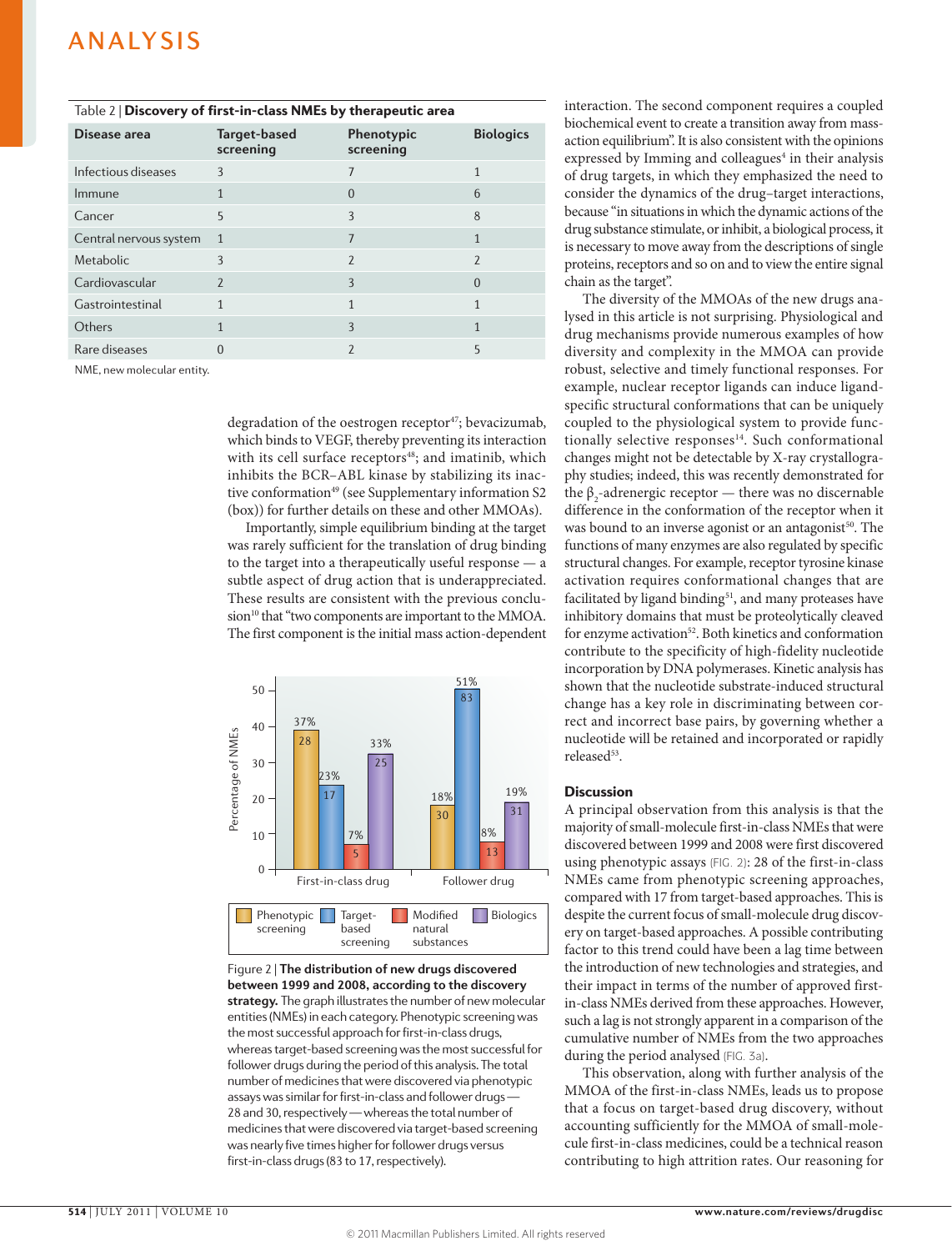Table 2 | **Discovery of first-in-class NMEs by therapeutic area**

| Disease area | Target-based screening | Phenotypic screening | Biologics |
|---|---|---|---|
| Infectious diseases | 3 | 7 | 1 |
| Immune | 1 | 0 | 6 |
| Cancer | 5 | 3 | 8 |
| Central nervous system | 1 | 7 | 1 |
| Metabolic | 3 | 2 | 2 |
| Cardiovascular | 2 | 3 | 0 |
| Gastrointestinal | 1 | 1 | 1 |
| Others | 1 | 3 | 1 |
| Rare diseases | 0 | 2 | 5 |

NME, new molecular entity.

degradation of the oestrogen receptor[47]; bevacizumab, which binds to VEGF, thereby preventing its interaction with its cell surface receptors[48]; and imatinib, which inhibits the BCR–ABL kinase by stabilizing its inactive conformation[49] (see Supplementary information S2 (box)) for further details on these and other MMOAs).

Importantly, simple equilibrium binding at the target was rarely sufficient for the translation of drug binding to the target into a therapeutically useful response — a subtle aspect of drug action that is underappreciated. These results are consistent with the previous conclusion[10] that "two components are important to the MMOA. The first component is the initial mass action-dependent interaction. The second component requires a coupled biochemical event to create a transition away from mass-action equilibrium". It is also consistent with the opinions expressed by Imming and colleagues[4] in their analysis of drug targets, in which they emphasized the need to consider the dynamics of the drug–target interactions, because "in situations in which the dynamic actions of the drug substance stimulate, or inhibit, a biological process, it is necessary to move away from the descriptions of single proteins, receptors and so on and to view the entire signal chain as the target".

The diversity of the MMOAs of the new drugs analysed in this article is not surprising. Physiological and drug mechanisms provide numerous examples of how diversity and complexity in the MMOA can provide robust, selective and timely functional responses. For example, nuclear receptor ligands can induce ligand-specific structural conformations that can be uniquely coupled to the physiological system to provide functionally selective responses[14]. Such conformational changes might not be detectable by X-ray crystallography studies; indeed, this was recently demonstrated for the $\beta_2$-adrenergic receptor — there was no discernable difference in the conformation of the receptor when it was bound to an inverse agonist or an antagonist[50]. The functions of many enzymes are also regulated by specific structural changes. For example, receptor tyrosine kinase activation requires conformational changes that are facilitated by ligand binding[51], and many proteases have inhibitory domains that must be proteolytically cleaved for enzyme activation[52]. Both kinetics and conformation contribute to the specificity of high-fidelity nucleotide incorporation by DNA polymerases. Kinetic analysis has shown that the nucleotide substrate-induced structural change has a key role in discriminating between correct and incorrect base pairs, by governing whether a nucleotide will be retained and incorporated or rapidly released[53].

Figure 2 | **The distribution of new drugs discovered between 1999 and 2008, according to the discovery strategy.** The graph illustrates the number of new molecular entities (NMEs) in each category. Phenotypic screening was the most successful approach for first-in-class drugs, whereas target-based screening was the most successful for follower drugs during the period of this analysis. The total number of medicines that were discovered via phenotypic assays was similar for first-in-class and follower drugs — 28 and 30, respectively — whereas the total number of medicines that were discovered via target-based screening was nearly five times higher for follower drugs versus first-in-class drugs (83 to 17, respectively).

## Discussion

A principal observation from this analysis is that the majority of small-molecule first-in-class NMEs that were discovered between 1999 and 2008 were first discovered using phenotypic assays (FIG. 2): 28 of the first-in-class NMEs came from phenotypic screening approaches, compared with 17 from target-based approaches. This is despite the current focus of small-molecule drug discovery on target-based approaches. A possible contributing factor to this trend could have been a lag time between the introduction of new technologies and strategies, and their impact in terms of the number of approved first-in-class NMEs derived from these approaches. However, such a lag is not strongly apparent in a comparison of the cumulative number of NMEs from the two approaches during the period analysed (FIG. 3a).

This observation, along with further analysis of the MMOA of the first-in-class NMEs, leads us to propose that a focus on target-based drug discovery, without accounting sufficiently for the MMOA of small-molecule first-in-class medicines, could be a technical reason contributing to high attrition rates. Our reasoning for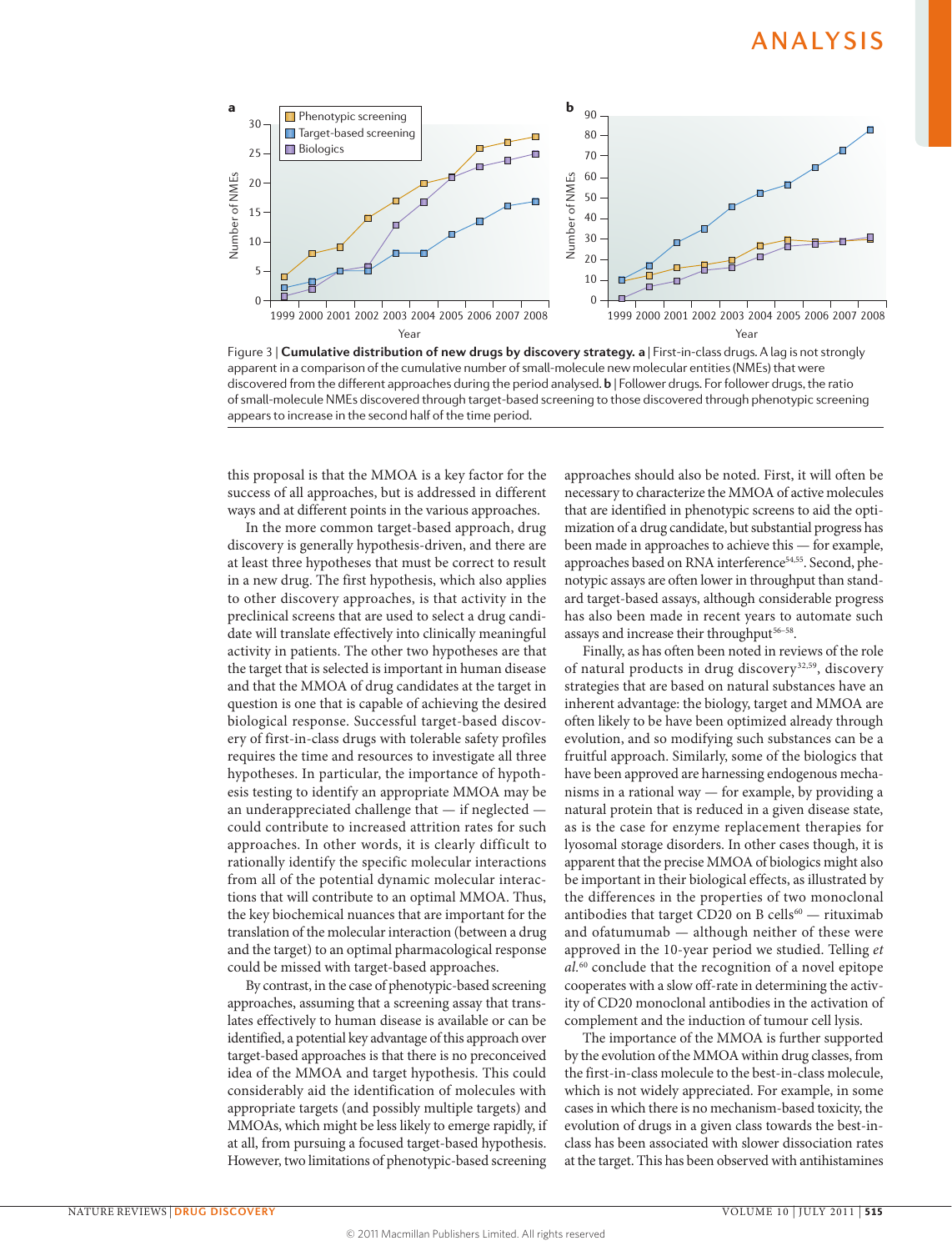Figure 3 | **Cumulative distribution of new drugs by discovery strategy. a** | First-in-class drugs. A lag is not strongly apparent in a comparison of the cumulative number of small-molecule new molecular entities (NMEs) that were discovered from the different approaches during the period analysed. **b** | Follower drugs. For follower drugs, the ratio of small-molecule NMEs discovered through target-based screening to those discovered through phenotypic screening appears to increase in the second half of the time period.

this proposal is that the MMOA is a key factor for the success of all approaches, but is addressed in different ways and at different points in the various approaches.

In the more common target-based approach, drug discovery is generally hypothesis-driven, and there are at least three hypotheses that must be correct to result in a new drug. The first hypothesis, which also applies to other discovery approaches, is that activity in the preclinical screens that are used to select a drug candidate will translate effectively into clinically meaningful activity in patients. The other two hypotheses are that the target that is selected is important in human disease and that the MMOA of drug candidates at the target in question is one that is capable of achieving the desired biological response. Successful target-based discovery of first-in-class drugs with tolerable safety profiles requires the time and resources to investigate all three hypotheses. In particular, the importance of hypothesis testing to identify an appropriate MMOA may be an underappreciated challenge that — if neglected — could contribute to increased attrition rates for such approaches. In other words, it is clearly difficult to rationally identify the specific molecular interactions from all of the potential dynamic molecular interactions that will contribute to an optimal MMOA. Thus, the key biochemical nuances that are important for the translation of the molecular interaction (between a drug and the target) to an optimal pharmacological response could be missed with target-based approaches.

By contrast, in the case of phenotypic-based screening approaches, assuming that a screening assay that translates effectively to human disease is available or can be identified, a potential key advantage of this approach over target-based approaches is that there is no preconceived idea of the MMOA and target hypothesis. This could considerably aid the identification of molecules with appropriate targets (and possibly multiple targets) and MMOAs, which might be less likely to emerge rapidly, if at all, from pursuing a focused target-based hypothesis. However, two limitations of phenotypic-based screening approaches should also be noted. First, it will often be necessary to characterize the MMOA of active molecules that are identified in phenotypic screens to aid the optimization of a drug candidate, but substantial progress has been made in approaches to achieve this — for example, approaches based on RNA interference[54,55]. Second, phenotypic assays are often lower in throughput than standard target-based assays, although considerable progress has also been made in recent years to automate such assays and increase their throughput[56–58].

Finally, as has often been noted in reviews of the role of natural products in drug discovery[32,59], discovery strategies that are based on natural substances have an inherent advantage: the biology, target and MMOA are often likely to be have been optimized already through evolution, and so modifying such substances can be a fruitful approach. Similarly, some of the biologics that have been approved are harnessing endogenous mechanisms in a rational way — for example, by providing a natural protein that is reduced in a given disease state, as is the case for enzyme replacement therapies for lysosomal storage disorders. In other cases though, it is apparent that the precise MMOA of biologics might also be important in their biological effects, as illustrated by the differences in the properties of two monoclonal antibodies that target CD20 on B cells[60] — rituximab and ofatumumab — although neither of these were approved in the 10-year period we studied. Telling *et al.*[60] conclude that the recognition of a novel epitope cooperates with a slow off-rate in determining the activity of CD20 monoclonal antibodies in the activation of complement and the induction of tumour cell lysis.

The importance of the MMOA is further supported by the evolution of the MMOA within drug classes, from the first-in-class molecule to the best-in-class molecule, which is not widely appreciated. For example, in some cases in which there is no mechanism-based toxicity, the evolution of drugs in a given class towards the best-in-class has been associated with slower dissociation rates at the target. This has been observed with antihistamines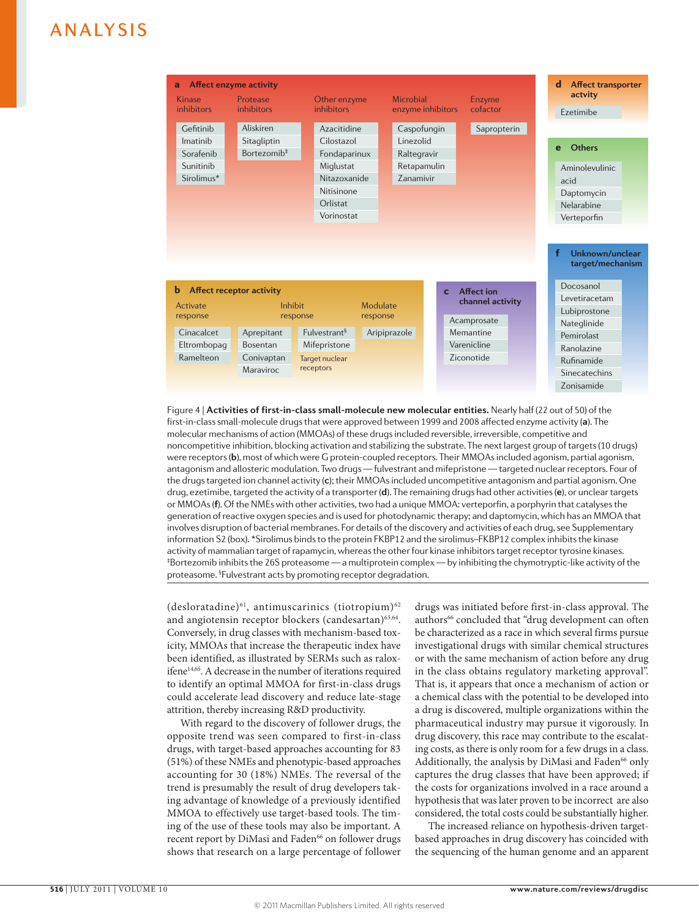**a Affect enzyme activity**

| Kinase inhibitors | Protease inhibitors | Other enzyme inhibitors | Microbial enzyme inhibitors | Enzyme cofactor |
|---|---|---|---|---|
| Gefitinib | Aliskiren | Azacitidine | Caspofungin | Sapropterin |
| Imatinib | Sitagliptin | Cilostazol | Linezolid | |
| Sorafenib | Bortezomib‡ | Fondaparinux | Raltegravir | |
| Sunitinib | | Miglustat | Retapamulin | |
| Sirolimus* | | Nitazoxanide | Zanamivir | |
| | | Nitisinone | | |
| | | Orlistat | | |
| | | Vorinostat | | |

**b Affect receptor activity**

| Activate response | Inhibit response | | Modulate response |
|---|---|---|---|
| Cinacalcet | Aprepitant | Fulvestrant§ | Aripiprazole |
| Eltrombopag | Bosentan | Mifepristone | |
| Ramelteon | Conivaptan | Target nuclear receptors | |
| | Maraviroc | | |

**c Affect ion channel activity**

- Acamprosate
- Memantine
- Varenicline
- Ziconotide

**d Affect transporter actvity**

- Ezetimibe

**e Others**

- Aminolevulinic acid
- Daptomycin
- Nelarabine
- Verteporfin

**f Unknown/unclear target/mechanism**

- Docosanol
- Levetiracetam
- Lubiprostone
- Nateglinide
- Pemirolast
- Ranolazine
- Rufinamide
- Sinecatechins
- Zonisamide

Figure 4 | **Activities of first-in-class small-molecule new molecular entities.** Nearly half (22 out of 50) of the first-in-class small-molecule drugs that were approved between 1999 and 2008 affected enzyme activity (**a**). The molecular mechanisms of action (MMOAs) of these drugs included reversible, irreversible, competitive and noncompetitive inhibition, blocking activation and stabilizing the substrate. The next largest group of targets (10 drugs) were receptors (**b**), most of which were G protein-coupled receptors. Their MMOAs included agonism, partial agonism, antagonism and allosteric modulation. Two drugs — fulvestrant and mifepristone — targeted nuclear receptors. Four of the drugs targeted ion channel activity (**c**); their MMOAs included uncompetitive antagonism and partial agonism. One drug, ezetimibe, targeted the activity of a transporter (**d**). The remaining drugs had other activities (**e**), or unclear targets or MMOAs (**f**). Of the NMEs with other activities, two had a unique MMOA: verteporfin, a porphyrin that catalyses the generation of reactive oxygen species and is used for photodynamic therapy; and daptomycin, which has an MMOA that involves disruption of bacterial membranes. For details of the discovery and activities of each drug, see Supplementary information S2 (box). *Sirolimus binds to the protein FKBP12 and the sirolimus–FKBP12 complex inhibits the kinase activity of mammalian target of rapamycin, whereas the other four kinase inhibitors target receptor tyrosine kinases. ‡Bortezomib inhibits the 26S proteasome — a multiprotein complex — by inhibiting the chymotryptic-like activity of the proteasome. §Fulvestrant acts by promoting receptor degradation.

(desloratadine)[61], antimuscarinics (tiotropium)[62] and angiotensin receptor blockers (candesartan)[63,64]. Conversely, in drug classes with mechanism-based toxicity, MMOAs that increase the therapeutic index have been identified, as illustrated by SERMs such as raloxifene[14,65]. A decrease in the number of iterations required to identify an optimal MMOA for first-in-class drugs could accelerate lead discovery and reduce late-stage attrition, thereby increasing R&D productivity.

With regard to the discovery of follower drugs, the opposite trend was seen compared to first-in-class drugs, with target-based approaches accounting for 83 (51%) of these NMEs and phenotypic-based approaches accounting for 30 (18%) NMEs. The reversal of the trend is presumably the result of drug developers taking advantage of knowledge of a previously identified MMOA to effectively use target-based tools. The timing of the use of these tools may also be important. A recent report by DiMasi and Faden[66] on follower drugs shows that research on a large percentage of follower drugs was initiated before first-in-class approval. The authors[66] concluded that "drug development can often be characterized as a race in which several firms pursue investigational drugs with similar chemical structures or with the same mechanism of action before any drug in the class obtains regulatory marketing approval". That is, it appears that once a mechanism of action or a chemical class with the potential to be developed into a drug is discovered, multiple organizations within the pharmaceutical industry may pursue it vigorously. In drug discovery, this race may contribute to the escalating costs, as there is only room for a few drugs in a class. Additionally, the analysis by DiMasi and Faden[66] only captures the drug classes that have been approved; if the costs for organizations involved in a race around a hypothesis that was later proven to be incorrect are also considered, the total costs could be substantially higher.

The increased reliance on hypothesis-driven target-based approaches in drug discovery has coincided with the sequencing of the human genome and an apparent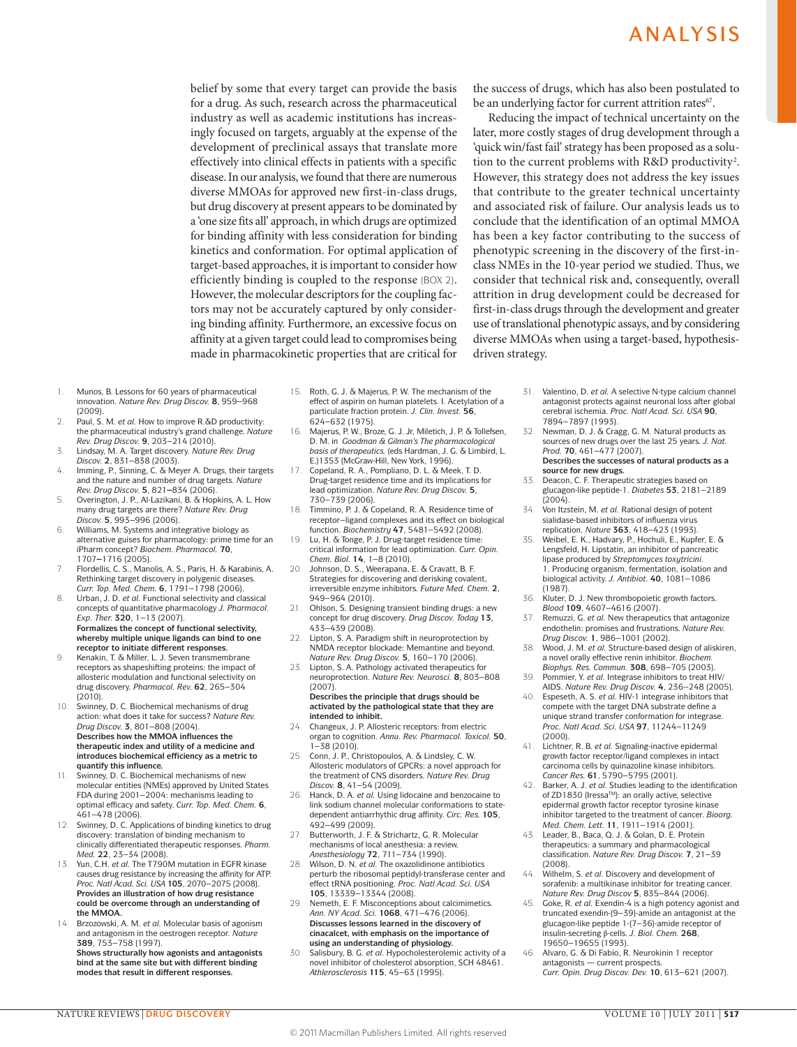belief by some that every target can provide the basis for a drug. As such, research across the pharmaceutical industry as well as academic institutions has increasingly focused on targets, arguably at the expense of the development of preclinical assays that translate more effectively into clinical effects in patients with a specific disease. In our analysis, we found that there are numerous diverse MMOAs for approved new first-in-class drugs, but drug discovery at present appears to be dominated by a 'one size fits all' approach, in which drugs are optimized for binding affinity with less consideration for binding kinetics and conformation. For optimal application of target-based approaches, it is important to consider how efficiently binding is coupled to the response (BOX 2). However, the molecular descriptors for the coupling factors may not be accurately captured by only considering binding affinity. Furthermore, an excessive focus on affinity at a given target could lead to compromises being made in pharmacokinetic properties that are critical for the success of drugs, which has also been postulated to be an underlying factor for current attrition rates[67].

Reducing the impact of technical uncertainty on the later, more costly stages of drug development through a 'quick win/fast fail' strategy has been proposed as a solution to the current problems with R&D productivity[2]. However, this strategy does not address the key issues that contribute to the greater technical uncertainty and associated risk of failure. Our analysis leads us to conclude that the identification of an optimal MMOA has been a key factor contributing to the success of phenotypic screening in the discovery of the first-in-class NMEs in the 10-year period we studied. Thus, we consider that technical risk and, consequently, overall attrition in drug development could be decreased for first-in-class drugs through the development and greater use of translational phenotypic assays, and by considering diverse MMOAs when using a target-based, hypothesis-driven strategy.

1. Munos, B. Lessons for 60 years of pharmaceutical innovation. *Nature Rev. Drug Discov.* **8**, 959–968 (2009).
2. Paul, S. M. *et al.* How to improve R.&D productivity: the pharmaceutical industry's grand challenge. *Nature Rev. Drug Discov.* **9**, 203–214 (2010).
3. Lindsay, M. A. Target discovery. *Nature Rev. Drug Discov.* **2**, 831–838 (2003).
4. Imming, P., Sinning, C. & Meyer A. Drugs, their targets and the nature and number of drug targets. *Nature Rev. Drug Discov.* **5**, 821–834 (2006).
5. Overington, J. P., Al-Lazikani, B. & Hopkins, A. L. How many drug targets are there? *Nature Rev. Drug Discov.* **5**, 993–996 (2006).
6. Williams, M. Systems and integrative biology as alternative guises for pharmacology: prime time for an iPharm concept? *Biochem. Pharmacol.* **70**, 1707–1716 (2005).
7. Flordellis, C. S., Manolis, A. S., Paris, H. & Karabinis, A. Rethinking target discovery in polygenic diseases. *Curr. Top. Med. Chem.* **6**, 1791–1798 (2006).
8. Urban, J. D. *et al.* Functional selectivity and classical concepts of quantitative pharmacology *J. Pharmacol. Exp. Ther.* **320**, 1–13 (2007).
   **Formalizes the concept of functional selectivity, whereby multiple unique ligands can bind to one receptor to initiate different responses.**
9. Kenakin, T. & Miller, L. J. Seven transmembrane receptors as shapeshifting proteins: the impact of allosteric modulation and functional selectivity on drug discovery. *Pharmacol. Rev.* **62**, 265–304 (2010).
10. Swinney, D. C. Biochemical mechanisms of drug action: what does it take for success? *Nature Rev. Drug Discov.* **3**, 801–808 (2004).
    **Describes how the MMOA influences the therapeutic index and utility of a medicine and introduces biochemical efficiency as a metric to quantify this influence.**
11. Swinney, D. C. Biochemical mechanisms of new molecular entities (NMEs) approved by United States FDA during 2001–2004: mechanisms leading to optimal efficacy and safety. *Curr. Top. Med. Chem.* **6**, 461–478 (2006).
12. Swinney, D. C. Applications of binding kinetics to drug discovery: translation of binding mechanism to clinically differentiated therapeutic responses. *Pharm. Med.* **22**, 23–34 (2008).
13. Yun, C.H. *et al.* The T790M mutation in EGFR kinase causes drug resistance by increasing the affinity for ATP. *Proc. Natl Acad. Sci. USA* **105**, 2070–2075 (2008).
    **Provides an illustration of how drug resistance could be overcome through an understanding of the MMOA.**
14. Brzozowski, A. M. *et al.* Molecular basis of agonism and antagonism in the oestrogen receptor. *Nature* **389**, 753–758 (1997).
    **Shows structurally how agonists and antagonists bind at the same site but with different binding modes that result in different responses.**
15. Roth, G. J. & Majerus, P. W. The mechanism of the effect of aspirin on human platelets. I. Acetylation of a particulate fraction protein. *J. Clin. Invest.* **56**, 624–632 (1975).
16. Majerus, P. W., Broze, G. J, Jr, Miletich, J. P. & Tollefsen, D. M. in *Goodman & Gilman's The pharmacological basis of therapeutics.* (eds Hardman, J. G. & Limbird, L. E.)1353 (McGraw-Hill, New York, 1996).
17. Copeland, R. A., Pompliano, D. L. & Meek, T. D. Drug-target residence time and its implications for lead optimization. *Nature Rev. Drug Discov.* **5**, 730–739 (2006).
18. Timmino, P. J. & Copeland, R. A. Residence time of receptor–ligand complexes and its effect on biological function. *Biochemistry* **47**, 5481–5492 (2008).
19. Lu, H. & Tonge, P. J. Drug-target residence time: critical information for lead optimization. *Curr. Opin. Chem. Biol.* **14**, 1–8 (2010).
20. Johnson, D. S., Weerapana, E. & Cravatt, B. F. Strategies for discovering and derisking covalent, irreversible enzyme inhibitors. *Future Med. Chem.* **2**, 949–964 (2010).
21. Ohlson, S. Designing transient binding drugs: a new concept for drug discovery. *Drug Discov. Today* **13**, 433–439 (2008).
22. Lipton, S. A. Paradigm shift in neuroprotection by NMDA receptor blockade: Memantine and beyond. *Nature Rev. Drug Discov.* **5**, 160–170 (2006).
23. Lipton, S. A. Pathology activated therapeutics for neuroprotection. *Nature Rev. Neurosci.* **8**, 803–808 (2007).
    **Describes the principle that drugs should be activated by the pathological state that they are intended to inhibit.**
24. Changeux, J. P. Allosteric receptors: from electric organ to cognition. *Annu. Rev. Pharmacol. Toxicol.* **50**, 1–38 (2010).
25. Conn, J. P., Christopoulos, A. & Lindsley, C. W. Allosteric modulators of GPCRs: a novel approach for the treatment of CNS disorders. *Nature Rev. Drug Discov.* **8**, 41–54 (2009).
26. Hanck, D. A. *et al.* Using lidocaine and benzocaine to link sodium channel molecular conformations to state-dependent antiarrhythmic drug affinity. *Circ. Res.* **105**, 492–499 (2009).
27. Butterworth, J. F. & Strichartz, G. R. Molecular mechanisms of local anesthesia: a review. *Anesthesiology* **72**, 711–734 (1990).
28. Wilson, D. N. *et al.* The oxazolidinone antibiotics perturb the ribosomal peptidyl-transferase center and effect tRNA positioning. *Proc. Natl Acad. Sci. USA* **105**, 13339–13344 (2008).
29. Nemeth, E. F. Misconceptions about calcimimetics. *Ann. NY Acad. Sci.* **1068**, 471–476 (2006).
    **Discusses lessons learned in the discovery of cinacalcet, with emphasis on the importance of using an understanding of physiology.**
30. Salisbury, B. G. *et al.* Hypocholesterolemic activity of a novel inhibitor of cholesterol absorption, SCH 48461. *Athlerosclerosis* **115**, 45–63 (1995).
31. Valentino, D. *et al.* A selective N-type calcium channel antagonist protects against neuronal loss after global cerebral ischemia. *Proc. Natl Acad. Sci. USA* **90**, 7894–7897 (1993).
32. Newman, D. J. & Cragg, G. M. Natural products as sources of new drugs over the last 25 years. *J. Nat. Prod.* **70**, 461–477 (2007).
    **Describes the successes of natural products as a source for new drugs.**
33. Deacon, C. F. Therapeutic strategies based on glucagon-like peptide-1. *Diabetes* **53**, 2181–2189 (2004).
34. Von Itzstein, M. *et al.* Rational design of potent sialidase-based inhibitors of influenza virus replication. *Nature* **363**, 418–423 (1993).
35. Weibel, E. K., Hadvary, P., Hochuli, E., Kupfer, E. & Lengsfeld, H. Lipstatin, an inhibitor of pancreatic lipase produced by *Streptomyces toxytricini*. 1. Producing organism, fermentation, isolation and biological activity. *J. Antibiot.* **40**, 1081–1086 (1987).
36. Kluter, D. J. New thrombopoietic growth factors. *Blood* **109**, 4607–4616 (2007).
37. Remuzzi, G. *et al.* New therapeutics that antagonize endothelin: promises and frustrations. *Nature Rev. Drug Discov.* **1**, 986–1001 (2002).
38. Wood, J. M. *et al.* Structure-based design of aliskiren, a novel orally effective renin inhibitor. *Biochem. Biophys. Res. Commun.* **308**, 698–705 (2003).
39. Pommier, Y. *et al.* Integrase inhibitors to treat HIV/AIDS. *Nature Rev. Drug Discov.* **4**, 236–248 (2005).
40. Espeseth, A. S. *et al.* HIV-1 integrase inhibitors that compete with the target DNA substrate define a unique strand transfer conformation for integrase. *Proc. Natl Acad. Sci. USA* **97**, 11244–11249 (2000).
41. Lichtner, R. B. *et al.* Signaling-inactive epidermal growth factor receptor/ligand complexes in intact carcinoma cells by quinazoline kinase inhibitors. *Cancer Res.* **61**, 5790–5795 (2001).
42. Barker, A. J. *et al.* Studies leading to the identification of ZD1830 (Iressa™): an orally active, selective epidermal growth factor receptor tyrosine kinase inhibitor targeted to the treatment of cancer. *Bioorg. Med. Chem. Lett.* **11**, 1911–1914 (2001).
43. Leader, B., Baca, Q. J. & Golan, D. E. Protein therapeutics: a summary and pharmacological classification. *Nature Rev. Drug Discov.* **7**, 21–39 (2008).
44. Wilhelm, S. *et al.* Discovery and development of sorafenib: a multikinase inhibitor for treating cancer. *Nature Rev. Drug Discov* **5**, 835–844 (2006).
45. Goke, R. *et al.* Exendin-4 is a high potency agonist and truncated exendin-(9–39)-amide an antagonist at the glucagon-like peptide 1-(7–36)-amide receptor of insulin-secreting β-cells. *J. Biol. Chem.* **268**, 19650–19655 (1993).
46. Alvaro, G. & Di Fabio, R. Neurokinin 1 receptor antagonists — current prospects. *Curr. Opin. Drug Discov. Dev.* **10**, 613–621 (2007).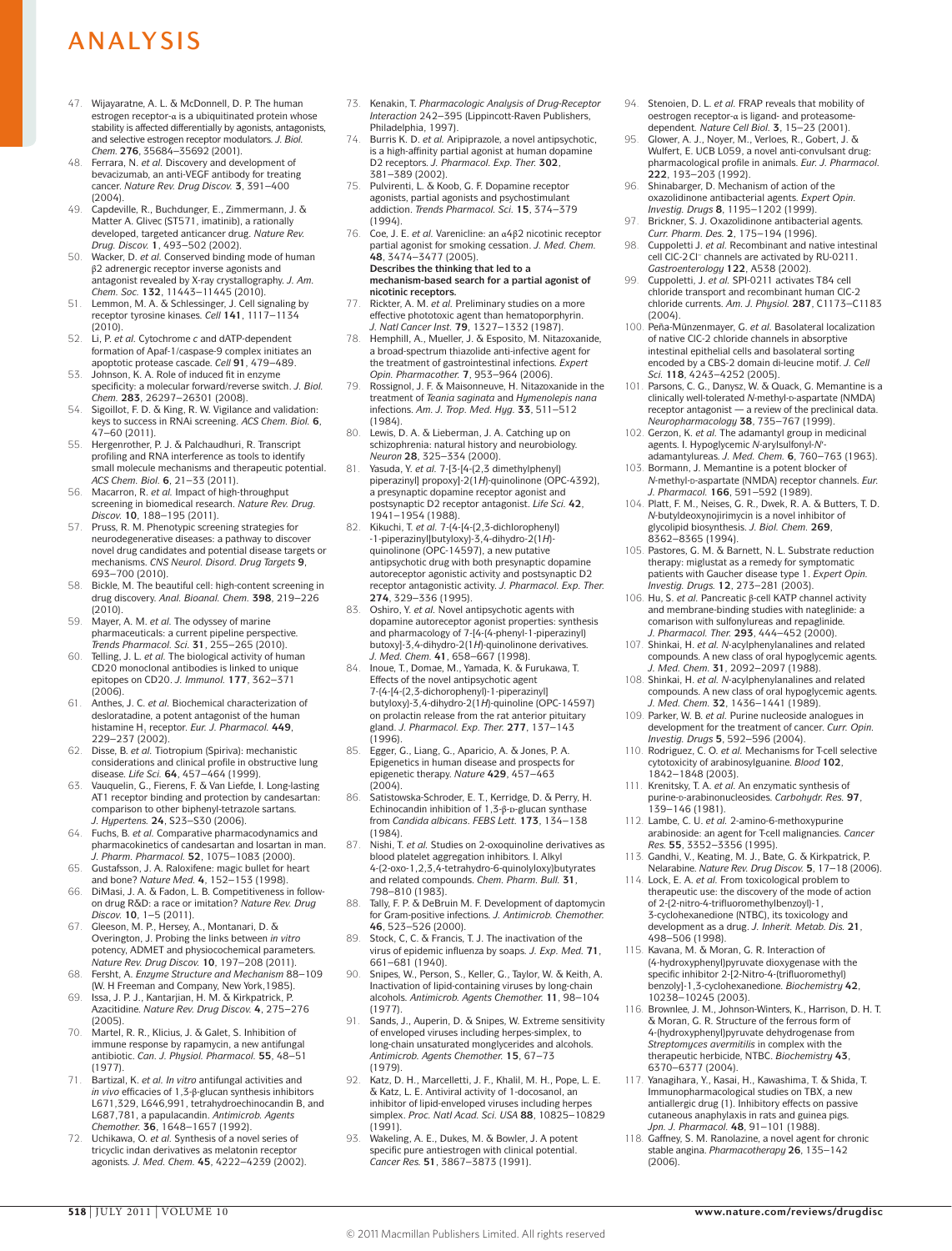47. Wijayaratne, A. L. & McDonnell, D. P. The human estrogen receptor-α is a ubiquitinated protein whose stability is affected differentially by agonists, antagonists, and selective estrogen receptor modulators. *J. Biol. Chem.* **276**, 35684–35692 (2001).
48. Ferrara, N. *et al.* Discovery and development of bevacizumab, an anti-VEGF antibody for treating cancer. *Nature Rev. Drug Discov.* **3**, 391–400 (2004).
49. Capdeville, R., Buchdunger, E., Zimmermann, J. & Matter A. Glivec (ST571, imatinib), a rationally developed, targeted anticancer drug. *Nature Rev. Drug. Discov.* **1**, 493–502 (2002).
50. Wacker, D. *et al.* Conserved binding mode of human β2 adrenergic receptor inverse agonists and antagonist revealed by X-ray crystallography. *J. Am. Chem. Soc.* **132**, 11443–11445 (2010).
51. Lemmon, M. A. & Schlessinger, J. Cell signaling by receptor tyrosine kinases. *Cell* **141**, 1117–1134 (2010).
52. Li, P. *et al.* Cytochrome *c* and dATP-dependent formation of Apaf-1/caspase-9 complex initiates an apoptotic protease cascade. *Cell* **91**, 479–489.
53. Johnson, K. A. Role of induced fit in enzyme specificity: a molecular forward/reverse switch. *J. Biol. Chem.* **283**, 26297–26301 (2008).
54. Sigoillot, F. D. & King, R. W. Vigilance and validation: keys to success in RNAi screening. *ACS Chem. Biol.* **6**, 47–60 (2011).
55. Hergenrother, P. J. & Palchaudhuri, R. Transcript profiling and RNA interference as tools to identify small molecule mechanisms and therapeutic potential. *ACS Chem. Biol.* **6**, 21–33 (2011).
56. Macarron, R. *et al.* Impact of high-throughput screening in biomedical research. *Nature Rev. Drug. Discov.* **10**, 188–195 (2011).
57. Pruss, R. M. Phenotypic screening strategies for neurodegenerative diseases: a pathway to discover novel drug candidates and potential disease targets or mechanisms. *CNS Neurol. Disord. Drug Targets* **9**, 693–700 (2010).
58. Bickle, M. The beautiful cell: high-content screening in drug discovery. *Anal. Bioanal. Chem.* **398**, 219–226 (2010).
59. Mayer, A. M. *et al.* The odyssey of marine pharmaceuticals: a current pipeline perspective. *Trends Pharmacol. Sci.* **31**, 255–265 (2010).
60. Telling, J. L. *et al.* The biological activity of human CD20 monoclonal antibodies is linked to unique epitopes on CD20. *J. Immunol.* **177**, 362–371 (2006).
61. Anthes, J. C. *et al.* Biochemical characterization of desloratadine, a potent antagonist of the human histamine $H_1$ receptor. *Eur. J. Pharmacol.* **449**, 229–237 (2002).
62. Disse, B. *et al.* Tiotropium (Spiriva): mechanistic considerations and clinical profile in obstructive lung disease. *Life Sci.* **64**, 457–464 (1999).
63. Vauquelin, G., Fierens, F. & Van Liefde, I. Long-lasting AT1 receptor binding and protection by candesartan: comparison to other biphenyl-tetrazole sartans. *J. Hypertens.* **24**, S23–S30 (2006).
64. Fuchs, B. *et al.* Comparative pharmacodynamics and pharmacokinetics of candesartan and losartan in man. *J. Pharm. Pharmacol.* **52**, 1075–1083 (2000).
65. Gustafsson, J. A. Raloxifene: magic bullet for heart and bone? *Nature Med.* **4**, 152–153 (1998).
66. DiMasi, J. A. & Fadon, L. B. Competitiveness in follow-on drug R&D: a race or imitation? *Nature Rev. Drug Discov.* **10**, 1–5 (2011).
67. Gleeson, M. P., Hersey, A., Montanari, D. & Overington, J. Probing the links between *in vitro* potency, ADMET and physicochemical parameters. *Nature Rev. Drug Discov.* **10**, 197–208 (2011).
68. Fersht, A. *Enzyme Structure and Mechanism* 88–109 (W. H Freeman and Company, New York,1985).
69. Issa, J. P. J., Kantarjian, H. M. & Kirkpatrick, P. Azacitidine. *Nature Rev. Drug Discov.* **4**, 275–276 (2005).
70. Martel, R. R., Klicius, J. & Galet, S. Inhibition of immune response by rapamycin, a new antifungal antibiotic. *Can. J. Physiol. Pharmacol.* **55**, 48–51 (1977).
71. Bartizal, K. *et al.* *In vitro* antifungal activities and *in vivo* efficacies of 1,3-β-glucan synthesis inhibitors L671,329, L646,991, tetrahydroechinocandin B, and L687,781, a papulacandin. *Antimicrob. Agents Chemother.* **36**, 1648–1657 (1992).
72. Uchikawa, O. *et al.* Synthesis of a novel series of tricyclic indan derivatives as melatonin receptor agonists. *J. Med. Chem.* **45**, 4222–4239 (2002).
73. Kenakin, T. *Pharmacologic Analysis of Drug-Receptor Interaction* 242–395 (Lippincott-Raven Publishers, Philadelphia, 1997).
74. Burris K. D. *et al.* Aripiprazole, a novel antipsychotic, is a high-affinity partial agonist at human dopamine D2 receptors. *J. Pharmacol. Exp. Ther.* **302**, 381–389 (2002).
75. Pulvirenti, L. & Koob, G. F. Dopamine receptor agonists, partial agonists and psychostimulant addiction. *Trends Pharmacol. Sci.* **15**, 374–379 (1994).
76. Coe, J. E. *et al.* Varenicline: an α4β2 nicotinic receptor partial agonist for smoking cessation. *J. Med. Chem.* **48**, 3474–3477 (2005).
**Describes the thinking that led to a mechanism-based search for a partial agonist of nicotinic receptors.**
77. Rickter, A. M. *et al.* Preliminary studies on a more effective phototoxic agent than hematoporphyrin. *J. Natl Cancer Inst.* **79**, 1327–1332 (1987).
78. Hemphill, A., Mueller, J. & Esposito, M. Nitazoxanide, a broad-spectrum thiazolide anti-infective agent for the treatment of gastrointestinal infections. *Expert Opin. Pharmacother.* **7**, 953–964 (2006).
79. Rossignol, J. F. & Maisonneuve, H. Nitazoxanide in the treatment of *Teania saginata* and *Hymenolepis nana* infections. *Am. J. Trop. Med. Hyg.* **33**, 511–512 (1984).
80. Lewis, D. A. & Lieberman, J. A. Catching up on schizophrenia: natural history and neurobiology. *Neuron* **28**, 325–334 (2000).
81. Yasuda, Y. *et al.* 7-[3-[4-(2,3 dimethylphenyl) piperazinyl] propoxy]-2(1*H*)-quinolinone (OPC-4392), a presynaptic dopamine receptor agonist and postsynaptic D2 receptor antagonist. *Life Sci.* **42**, 1941–1954 (1988).
82. Kikuchi, T. *et al.* 7-(4-[4-(2,3-dichlorophenyl) -1-piperazinyl]butyloxy)-3,4-dihydro-2(1*H*)-quinolinone (OPC-14597), a new putative antipsychotic drug with both presynaptic dopamine autoreceptor agonistic activity and postsynaptic D2 receptor antagonistic activity. *J. Pharmacol. Exp. Ther.* **274**, 329–336 (1995).
83. Oshiro, Y. *et al.* Novel antipsychotic agents with dopamine autoreceptor agonist properties: synthesis and pharmacology of 7-[4-(4-phenyl-1-piperazinyl) butoxy]-3,4-dihydro-2(1*H*)-quinolinone derivatives. *J. Med. Chem.* **41**, 658–667 (1998).
84. Inoue, T., Domae, M., Yamada, K. & Furukawa, T. Effects of the novel antipsychotic agent 7-(4-[4-(2,3-dichorophenyl)-1-piperazinyl] butyloxy)-3,4-dihydro-2(1*H*)-quinoline (OPC-14597) on prolactin release from the rat anterior pituitary gland. *J. Pharmacol. Exp. Ther.* **277**, 137–143 (1996).
85. Egger, G., Liang, G., Aparicio, A. & Jones, P. A. Epigenetics in human disease and prospects for epigenetic therapy. *Nature* **429**, 457–463 (2004).
86. Satistowska-Schroder, E. T., Kerridge, D. & Perry, H. Echinocandin inhibition of 1,3-β-D-glucan synthase from *Candida albicans*. *FEBS Lett.* **173**, 134–138 (1984).
87. Nishi, T. *et al.* Studies on 2-oxoquinoline derivatives as blood platelet aggregation inhibitors. I. Alkyl 4-(2-oxo-1,2,3,4-tetrahydro-6-quinolyloxy)butyrates and related compounds. *Chem. Pharm. Bull.* **31**, 798–810 (1983).
88. Tally, F. P. & DeBruin M. F. Development of daptomycin for Gram-positive infections. *J. Antimicrob. Chemother.* **46**, 523–526 (2000).
89. Stock, C, C. & Francis, T. J. The inactivation of the virus of epidemic influenza by soaps. *J. Exp. Med.* **71**, 661–681 (1940).
90. Snipes, W., Person, S., Keller, G., Taylor, W. & Keith, A. Inactivation of lipid-containing viruses by long-chain alcohols. *Antimicrob. Agents Chemother.* **11**, 98–104 (1977).
91. Sands, J., Auperin, D. & Snipes, W. Extreme sensitivity of enveloped viruses including herpes-simplex, to long-chain unsaturated monglycerides and alcohols. *Antimicrob. Agents Chemother.* **15**, 67–73 (1979).
92. Katz, D. H., Marcelletti, J. F., Khalil, M. H., Pope, L. E. & Katz, L. E. Antiviral activity of 1-docosanol, an inhibitor of lipid-enveloped viruses including herpes simplex. *Proc. Natl Acad. Sci. USA* **88**, 10825–10829 (1991).
93. Wakeling, A. E., Dukes, M. & Bowler, J. A potent specific pure antiestrogen with clinical potential. *Cancer Res.* **51**, 3867–3873 (1991).
94. Stenoien, D. L. *et al.* FRAP reveals that mobility of oestrogen receptor-α is ligand- and proteasome-dependent. *Nature Cell Biol.* **3**, 15–23 (2001).
95. Glower, A. J., Noyer, M., Verloes, R., Gobert, J. & Wulfert, E. UCB L059, a novel anti-convulsant drug: pharmacological profile in animals. *Eur. J. Pharmacol.* **222**, 193–203 (1992).
96. Shinabarger, D. Mechanism of action of the oxazolidinone antibacterial agents. *Expert Opin. Investig. Drugs* **8**, 1195–1202 (1999).
97. Brickner, S. J. Oxazolidinone antibacterial agents. *Curr. Pharm. Des.* **2**, 175–194 (1996).
98. Cuppoletti J. *et al.* Recombinant and native intestinal cell ClC-2 $Cl^-$ channels are activated by RU-0211. *Gastroenterology* **122**, A538 (2002).
99. Cuppoletti, J. *et al.* SPI-0211 activates T84 cell chloride transport and recombinant human ClC-2 chloride currents. *Am. J. Physiol.* **287**, C1173–C1183 (2004).
100. Peña-Münzenmayer, G. *et al.* Basolateral localization of native ClC-2 chloride channels in absorptive intestinal epithelial cells and basolateral sorting encoded by a CBS-2 domain di-leucine motif. *J. Cell Sci.* **118**, 4243–4252 (2005).
101. Parsons, C. G., Danysz, W. & Quack, G. Memantine is a clinically well-tolerated *N*-methyl-D-aspartate (NMDA) receptor antagonist — a review of the preclinical data. *Neuropharmacology* **38**, 735–767 (1999).
102. Gerzon, K. *et al.* The adamantyl group in medicinal agents. I. Hypoglycemic *N*-arylsulfonyl-*N'*-adamantylureas. *J. Med. Chem.* **6**, 760–763 (1963).
103. Bormann, J. Memantine is a potent blocker of *N*-methyl-D-aspartate (NMDA) receptor channels. *Eur. J. Pharmacol.* **166**, 591–592 (1989).
104. Platt, F. M., Neises, G. R., Dwek, R. A. & Butters, T. D. *N*-butyldeoxynojirimycin is a novel inhibitor of glycolipid biosynthesis. *J. Biol. Chem.* **269**, 8362–8365 (1994).
105. Pastores, G. M. & Barnett, N. L. Substrate reduction therapy: miglustat as a remedy for symptomatic patients with Gaucher disease type 1. *Expert Opin. Investig. Drugs.* **12**, 273–281 (2003).
106. Hu, S. *et al.* Pancreatic β-cell KATP channel activity and membrane-binding studies with nateglinide: a comarison with sulfonylureas and repaglinide. *J. Pharmacol. Ther.* **293**, 444–452 (2000).
107. Shinkai, H. *et al.* *N*-acylphenylanalines and related compounds. A new class of oral hypoglycemic agents. *J. Med. Chem.* **31**, 2092–2097 (1988).
108. Shinkai, H. *et al.* *N*-acylphenylanalines and related compounds. A new class of oral hypoglycemic agents. *J. Med. Chem.* **32**, 1436–1441 (1989).
109. Parker, W. B. *et al.* Purine nucleoside analogues in development for the treatment of cancer. *Curr. Opin. Investig. Drugs* **5**, 592–596 (2004).
110. Rodriguez, C. O. *et al.* Mechanisms for T-cell selective cytotoxicity of arabinosylguanine. *Blood* **102**, 1842–1848 (2003).
111. Krenitsky, T. A. *et al.* An enzymatic synthesis of purine-D-arabinonucleosides. *Carbohydr. Res.* **97**, 139–146 (1981).
112. Lambe, C. U. *et al.* 2-amino-6-methoxypurine arabinoside: an agent for T-cell malignancies. *Cancer Res.* **55**, 3352–3356 (1995).
113. Gandhi, V., Keating, M. J., Bate, G. & Kirkpatrick, P. Nelarabine. *Nature Rev. Drug Discov.* **5**, 17–18 (2006).
114. Lock, E. A. *et al.* From toxicological problem to therapeutic use: the discovery of the mode of action of 2-(2-nitro-4-trifluoromethylbenzoyl)-1, 3-cyclohexanedione (NTBC), its toxicology and development as a drug. *J. Inherit. Metab. Dis.* **21**, 498–506 (1998).
115. Kavana, M. & Moran, G. R. Interaction of (4-hydroxyphenyl)pyruvate dioxygenase with the specific inhibitor 2-[2-Nitro-4-(trifluoromethyl) benzoyl]-1,3-cyclohexanedione. *Biochemistry* **42**, 10238–10245 (2003).
116. Brownlee, J. M., Johnson-Winters, K., Harrison, D. H. T. & Moran, G. R. Structure of the ferrous form of 4-(hydroxyphenyl)pyruvate dehydrogenase from *Streptomyces avermitilis* in complex with the therapeutic herbicide, NTBC. *Biochemistry* **43**, 6370–6377 (2004).
117. Yanagihara, Y., Kasai, H., Kawashima, T. & Shida, T. Immunopharmacological studies on TBX, a new antiallergic drug (1). Inhibitory effects on passive cutaneous anaphylaxis in rats and guinea pigs. *Jpn. J. Pharmacol.* **48**, 91–101 (1988).
118. Gaffney, S. M. Ranolazine, a novel agent for chronic stable angina. *Pharmacotherapy* **26**, 135–142 (2006).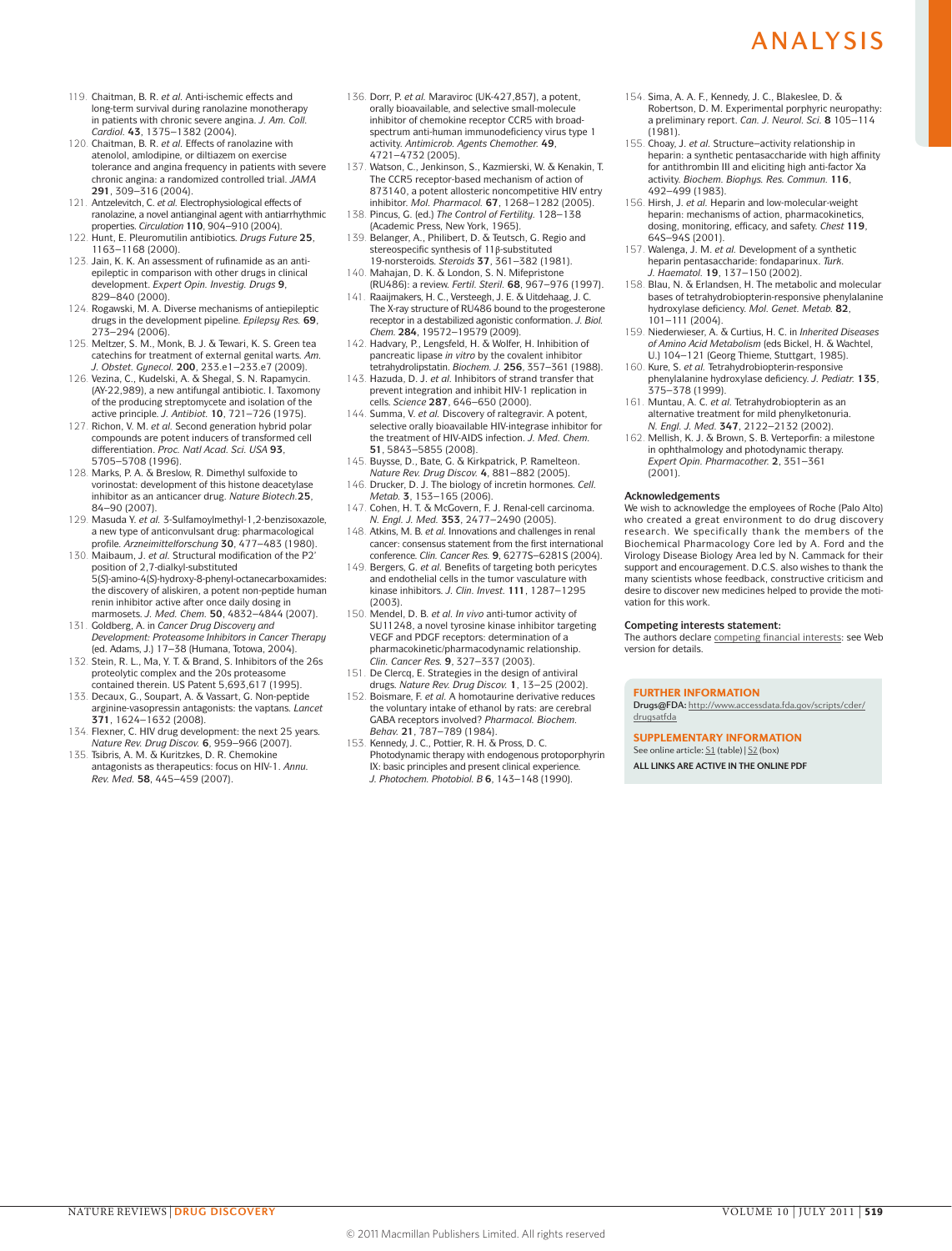119. Chaitman, B. R. *et al.* Anti-ischemic effects and long-term survival during ranolazine monotherapy in patients with chronic severe angina. *J. Am. Coll. Cardiol.* **43**, 1375–1382 (2004).
120. Chaitman, B. R. *et al.* Effects of ranolazine with atenolol, amlodipine, or diltiazem on exercise tolerance and angina frequency in patients with severe chronic angina: a randomized controlled trial. *JAMA* **291**, 309–316 (2004).
121. Antzelevitch, C. *et al.* Electrophysiological effects of ranolazine, a novel antianginal agent with antiarrhythmic properties. *Circulation* **110**, 904–910 (2004).
122. Hunt, E. Pleuromutilin antibiotics. *Drugs Future* **25**, 1163–1168 (2000).
123. Jain, K. K. An assessment of rufinamide as an anti-epileptic in comparison with other drugs in clinical development. *Expert Opin. Investig. Drugs* **9**, 829–840 (2000).
124. Rogawski, M. A. Diverse mechanisms of antiepileptic drugs in the development pipeline. *Epilepsy Res.* **69**, 273–294 (2006).
125. Meltzer, S. M., Monk, B. J. & Tewari, K. S. Green tea catechins for treatment of external genital warts. *Am. J. Obstet. Gynecol.* **200**, 233.e1–233.e7 (2009).
126. Vezina, C., Kudelski, A. & Shegal, S. N. Rapamycin. (AY-22,989), a new antifungal antibiotic. I. Taxonomy of the producing streptomycete and isolation of the active principle. *J. Antibiot.* **10**, 721–726 (1975).
127. Richon, V. M. *et al.* Second generation hybrid polar compounds are potent inducers of transformed cell differentiation. *Proc. Natl Acad. Sci. USA* **93**, 5705–5708 (1996).
128. Marks, P. A. & Breslow, R. Dimethyl sulfoxide to vorinostat: development of this histone deacetylase inhibitor as an anticancer drug. *Nature Biotech.* **25**, 84–90 (2007).
129. Masuda Y. *et al.* 3-Sulfamoylmethyl-1,2-benzisoxazole, a new type of anticonvulsant drug: pharmacological profile. *Arzneimittelforschung* **30**, 477–483 (1980).
130. Maibaum, J. *et al.* Structural modification of the P2' position of 2,7-dialkyl-substituted 5(*S*)-amino-4(*S*)-hydroxy-8-phenyl-octanecarboxamides: the discovery of aliskiren, a potent non-peptide human renin inhibitor active after once daily dosing in marmosets. *J. Med. Chem.* **50**, 4832–4844 (2007).
131. Goldberg, A. in *Cancer Drug Discovery and Development: Proteasome Inhibitors in Cancer Therapy* (ed. Adams, J.) 17–38 (Humana, Totowa, 2004).
132. Stein, R. L., Ma, Y. T. & Brand, S. Inhibitors of the 26s proteolytic complex and the 20s proteasome contained therein. US Patent 5,693,617 (1995).
133. Decaux, G., Soupart, A. & Vassart, G. Non-peptide arginine-vasopressin antagonists: the vaptans. *Lancet* **371**, 1624–1632 (2008).
134. Flexner, C. HIV drug development: the next 25 years. *Nature Rev. Drug Discov.* **6**, 959–966 (2007).
135. Tsibris, A. M. & Kuritzkes, D. R. Chemokine antagonists as therapeutics: focus on HIV-1. *Annu. Rev. Med.* **58**, 445–459 (2007).
136. Dorr, P. *et al.* Maraviroc (UK-427,857), a potent, orally bioavailable, and selective small-molecule inhibitor of chemokine receptor CCR5 with broad-spectrum anti-human immunodeficiency virus type 1 activity. *Antimicrob. Agents Chemother.* **49**, 4721–4732 (2005).
137. Watson, C., Jenkinson, S., Kazmierski, W. & Kenakin, T. The CCR5 receptor-based mechanism of action of 873140, a potent allosteric noncompetitive HIV entry inhibitor. *Mol. Pharmacol.* **67**, 1268–1282 (2005).
138. Pincus, G. (ed.) *The Control of Fertility.* 128–138 (Academic Press, New York, 1965).
139. Belanger, A., Philibert, D. & Teutsch, G. Regio and stereospecific synthesis of 11β-substituted 19-norsteroids. *Steroids* **37**, 361–382 (1981).
140. Mahajan, D. K. & London, S. N. Mifepristone (RU486): a review. *Fertil. Steril.* **68**, 967–976 (1997).
141. Raaijmakers, H. C., Versteegh, J. E. & Uitdehaag, J. C. The X-ray structure of RU486 bound to the progesterone receptor in a destabilized agonistic conformation. *J. Biol. Chem.* **284**, 19572–19579 (2009).
142. Hadvary, P., Lengsfeld, H. & Wolfer, H. Inhibition of pancreatic lipase *in vitro* by the covalent inhibitor tetrahydrolipstatin. *Biochem. J.* **256**, 357–361 (1988).
143. Hazuda, D. J. *et al.* Inhibitors of strand transfer that prevent integration and inhibit HIV-1 replication in cells. *Science* **287**, 646–650 (2000).
144. Summa, V. *et al.* Discovery of raltegravir. A potent, selective orally bioavailable HIV-integrase inhibitor for the treatment of HIV-AIDS infection. *J. Med. Chem.* **51**, 5843–5855 (2008).
145. Buysse, D., Bate, G. & Kirkpatrick, P. Ramelteon. *Nature Rev. Drug Discov.* **4**, 881–882 (2005).
146. Drucker, D. J. The biology of incretin hormones. *Cell. Metab.* **3**, 153–165 (2006).
147. Cohen, H. T. & McGovern, F. J. Renal-cell carcinoma. *N. Engl. J. Med.* **353**, 2477–2490 (2005).
148. Atkins, M. B. *et al.* Innovations and challenges in renal cancer: consensus statement from the first international conference. *Clin. Cancer Res.* **9**, 6277S–6281S (2004).
149. Bergers, G. *et al.* Benefits of targeting both pericytes and endothelial cells in the tumor vasculature with kinase inhibitors. *J. Clin. Invest.* **111**, 1287–1295 (2003).
150. Mendel, D. B. *et al. In vivo* anti-tumor activity of SU11248, a novel tyrosine kinase inhibitor targeting VEGF and PDGF receptors: determination of a pharmacokinetic/pharmacodynamic relationship. *Clin. Cancer Res.* **9**, 327–337 (2003).
151. De Clercq, E. Strategies in the design of antiviral drugs. *Nature Rev. Drug Discov.* **1**, 13–25 (2002).
152. Boismare, F. *et al.* A homotaurine derivative reduces the voluntary intake of ethanol by rats: are cerebral GABA receptors involved? *Pharmacol. Biochem. Behav.* **21**, 787–789 (1984).
153. Kennedy, J. C., Pottier, R. H. & Pross, D. C. Photodynamic therapy with endogenous protoporphyrin IX: basic principles and present clinical experience. *J. Photochem. Photobiol. B* **6**, 143–148 (1990).
154. Sima, A. A. F., Kennedy, J. C., Blakeslee, D. & Robertson, D. M. Experimental porphyric neuropathy: a preliminary report. *Can. J. Neurol. Sci.* **8** 105–114 (1981).
155. Choay, J. *et al.* Structure–activity relationship in heparin: a synthetic pentasaccharide with high affinity for antithrombin III and eliciting high anti-factor Xa activity. *Biochem. Biophys. Res. Commun.* **116**, 492–499 (1983).
156. Hirsh, J. *et al.* Heparin and low-molecular-weight heparin: mechanisms of action, pharmacokinetics, dosing, monitoring, efficacy, and safety. *Chest* **119**, 64S–94S (2001).
157. Walenga, J. M. *et al.* Development of a synthetic heparin pentasaccharide: fondaparinux. *Turk. J. Haematol.* **19**, 137–150 (2002).
158. Blau, N. & Erlandsen, H. The metabolic and molecular bases of tetrahydrobiopterin-responsive phenylalanine hydroxylase deficiency. *Mol. Genet. Metab.* **82**, 101–111 (2004).
159. Niederwieser, A. & Curtius, H. C. in *Inherited Diseases of Amino Acid Metabolism* (eds Bickel, H. & Wachtel, U.) 104–121 (Georg Thieme, Stuttgart, 1985).
160. Kure, S. *et al.* Tetrahydrobiopterin-responsive phenylalanine hydroxylase deficiency. *J. Pediatr.* **135**, 375–378 (1999).
161. Muntau, A. C. *et al.* Tetrahydrobiopterin as an alternative treatment for mild phenylketonuria. *N. Engl. J. Med.* **347**, 2122–2132 (2002).
162. Mellish, K. J. & Brown, S. B. Verteporfin: a milestone in ophthalmology and photodynamic therapy. *Expert Opin. Pharmacother.* **2**, 351–361 (2001).

### Acknowledgements

We wish to acknowledge the employees of Roche (Palo Alto) who created a great environment to do drug discovery research. We specifically thank the members of the Biochemical Pharmacology Core led by A. Ford and the Virology Disease Biology Area led by N. Cammack for their support and encouragement. D.C.S. also wishes to thank the many scientists whose feedback, constructive criticism and desire to discover new medicines helped to provide the motivation for this work.

### Competing interests statement:

The authors declare competing financial interests: see Web version for details.

### FURTHER INFORMATION

**Drugs@FDA:** http://www.accessdata.fda.gov/scripts/cder/drugsatfda

### SUPPLEMENTARY INFORMATION

See online article: S1 (table) | S2 (box)

**ALL LINKS ARE ACTIVE IN THE ONLINE PDF**